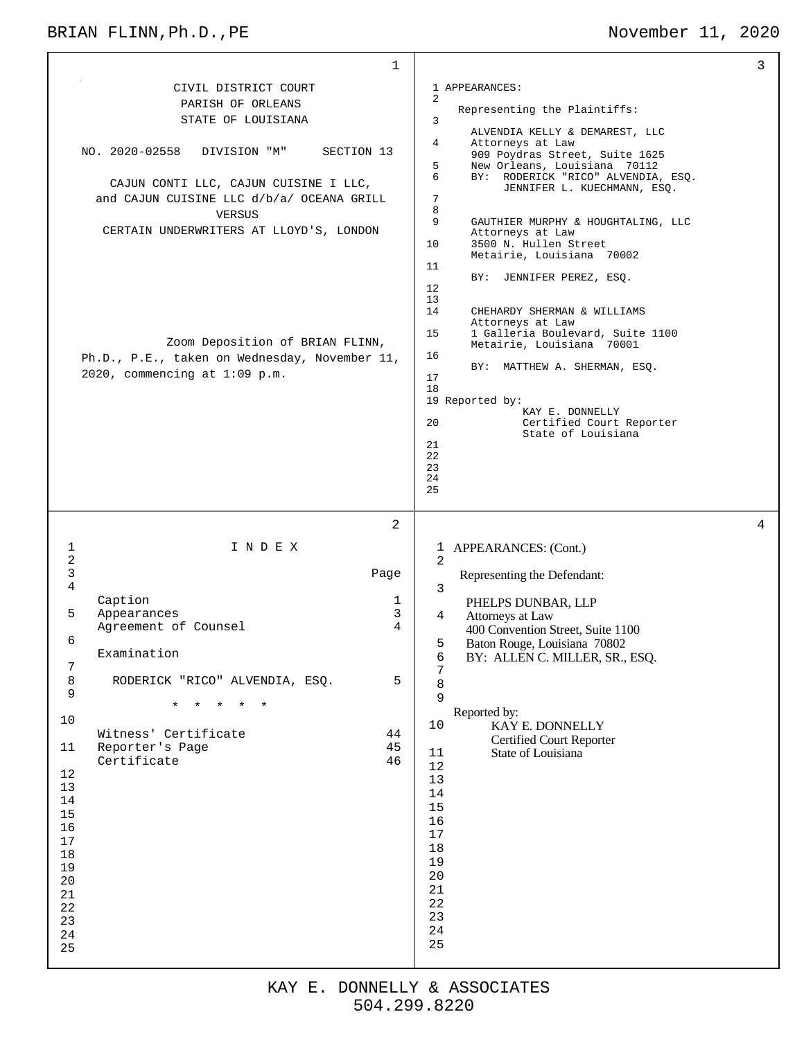CIVIL DISTRICT COURT
PARISH OF ORLEANS
STATE OF LOUISIANA

NO. 2020-02558 DIVISION "M" SECTION 13

CAJUN CONTI LLC, CAJUN CUISINE I LLC, and CAJUN CUISINE LLC d/b/a/ OCEANA GRILL

VERSUS

CERTAIN UNDERWRITERS AT LLOYD'S, LONDON

Zoom Deposition of BRIAN FLINN, Ph.D., P.E., taken on Wednesday, November 11, 2020, commencing at 1:09 p.m.

---

I N D E X

| | Page |
|---|---|
| Caption | 1 |
| Appearances | 3 |
| Agreement of Counsel | 4 |
| Examination | |
| RODERICK "RICO" ALVENDIA, ESQ. | 5 |
| * * * * * | |
| Witness' Certificate | 44 |
| Reporter's Page | 45 |
| Certificate | 46 |

---

APPEARANCES:

Representing the Plaintiffs:

ALVENDIA KELLY & DEMAREST, LLC
Attorneys at Law
909 Poydras Street, Suite 1625
New Orleans, Louisiana 70112
BY: RODERICK "RICO" ALVENDIA, ESQ.
JENNIFER L. KUECHMANN, ESQ.

GAUTHIER MURPHY & HOUGHTALING, LLC
Attorneys at Law
3500 N. Hullen Street
Metairie, Louisiana 70002
BY: JENNIFER PEREZ, ESQ.

CHEHARDY SHERMAN & WILLIAMS
Attorneys at Law
1 Galleria Boulevard, Suite 1100
Metairie, Louisiana 70001
BY: MATTHEW A. SHERMAN, ESQ.

Reported by:
KAY E. DONNELLY
Certified Court Reporter
State of Louisiana

---

APPEARANCES: (Cont.)

Representing the Defendant:

PHELPS DUNBAR, LLP
Attorneys at Law
400 Convention Street, Suite 1100
Baton Rouge, Louisiana 70802
BY: ALLEN C. MILLER, SR., ESQ.

Reported by:
KAY E. DONNELLY
Certified Court Reporter
State of Louisiana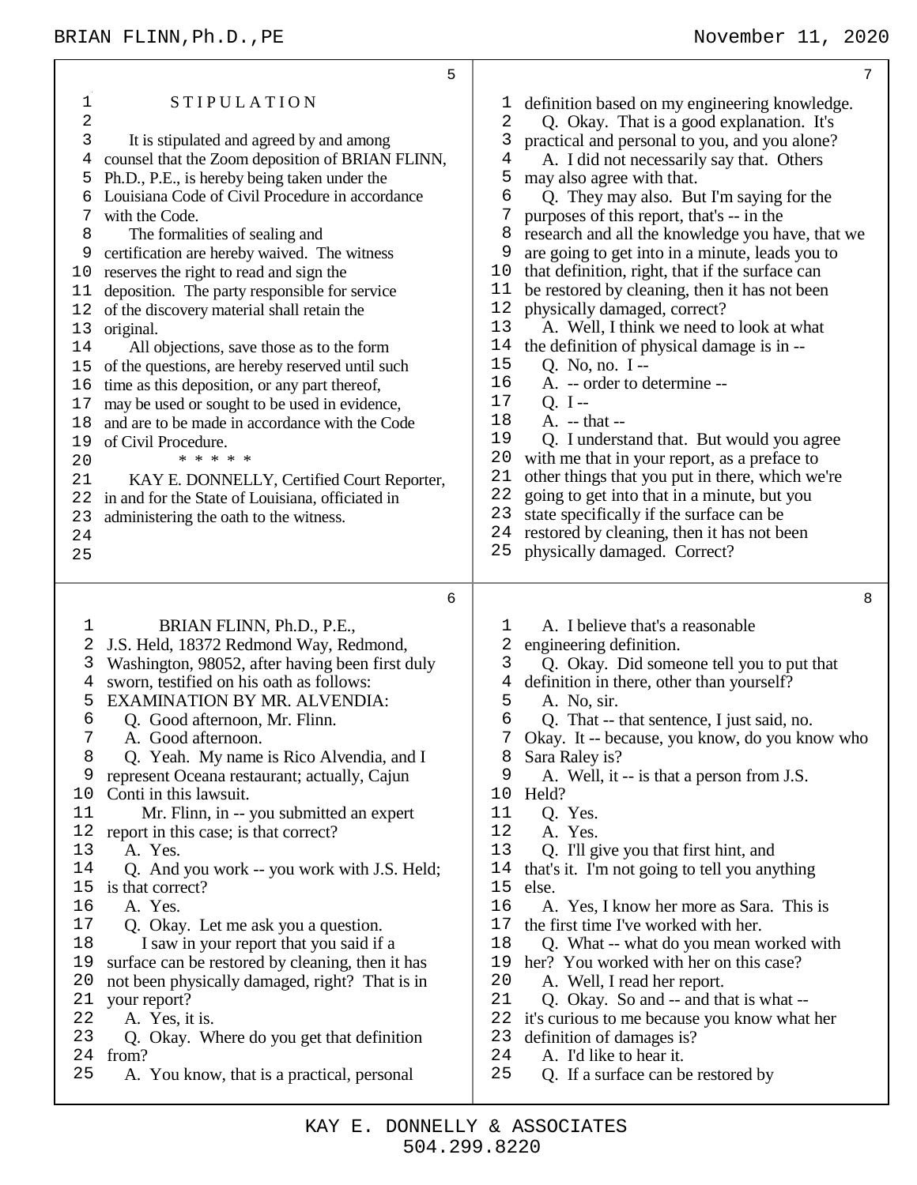STIPULATION

It is stipulated and agreed by and among counsel that the Zoom deposition of BRIAN FLINN, Ph.D., P.E., is hereby being taken under the Louisiana Code of Civil Procedure in accordance with the Code.

The formalities of sealing and certification are hereby waived. The witness reserves the right to read and sign the deposition. The party responsible for service of the discovery material shall retain the original.

All objections, save those as to the form of the questions, are hereby reserved until such time as this deposition, or any part thereof, may be used or sought to be used in evidence, and are to be made in accordance with the Code of Civil Procedure.

\* \* \* \* \*

KAY E. DONNELLY, Certified Court Reporter, in and for the State of Louisiana, officiated in administering the oath to the witness.

BRIAN FLINN, Ph.D., P.E., J.S. Held, 18372 Redmond Way, Redmond, Washington, 98052, after having been first duly sworn, testified on his oath as follows:

EXAMINATION BY MR. ALVENDIA:

Q. Good afternoon, Mr. Flinn.

A. Good afternoon.

Q. Yeah. My name is Rico Alvendia, and I represent Oceana restaurant; actually, Cajun Conti in this lawsuit.

Mr. Flinn, in -- you submitted an expert report in this case; is that correct?

A. Yes.

Q. And you work -- you work with J.S. Held; is that correct?

A. Yes.

Q. Okay. Let me ask you a question.

I saw in your report that you said if a surface can be restored by cleaning, then it has not been physically damaged, right? That is in your report?

A. Yes, it is.

Q. Okay. Where do you get that definition from?

A. You know, that is a practical, personal definition based on my engineering knowledge.

Q. Okay. That is a good explanation. It's practical and personal to you, and you alone?

A. I did not necessarily say that. Others may also agree with that.

Q. They may also. But I'm saying for the purposes of this report, that's -- in the research and all the knowledge you have, that we are going to get into in a minute, leads you to that definition, right, that if the surface can be restored by cleaning, then it has not been physically damaged, correct?

A. Well, I think we need to look at what the definition of physical damage is in --

Q. No, no. I --

A. -- order to determine --

Q. I --

A. -- that --

Q. I understand that. But would you agree with me that in your report, as a preface to other things that you put in there, which we're going to get into that in a minute, but you state specifically if the surface can be restored by cleaning, then it has not been physically damaged. Correct?

A. I believe that's a reasonable engineering definition.

Q. Okay. Did someone tell you to put that definition in there, other than yourself?

A. No, sir.

Q. That -- that sentence, I just said, no. Okay. It -- because, you know, do you know who Sara Raley is?

A. Well, it -- is that a person from J.S. Held?

Q. Yes.

A. Yes.

Q. I'll give you that first hint, and that's it. I'm not going to tell you anything else.

A. Yes, I know her more as Sara. This is the first time I've worked with her.

Q. What -- what do you mean worked with her? You worked with her on this case?

A. Well, I read her report.

Q. Okay. So and -- and that is what -- it's curious to me because you know what her definition of damages is?

A. I'd like to hear it.

Q. If a surface can be restored by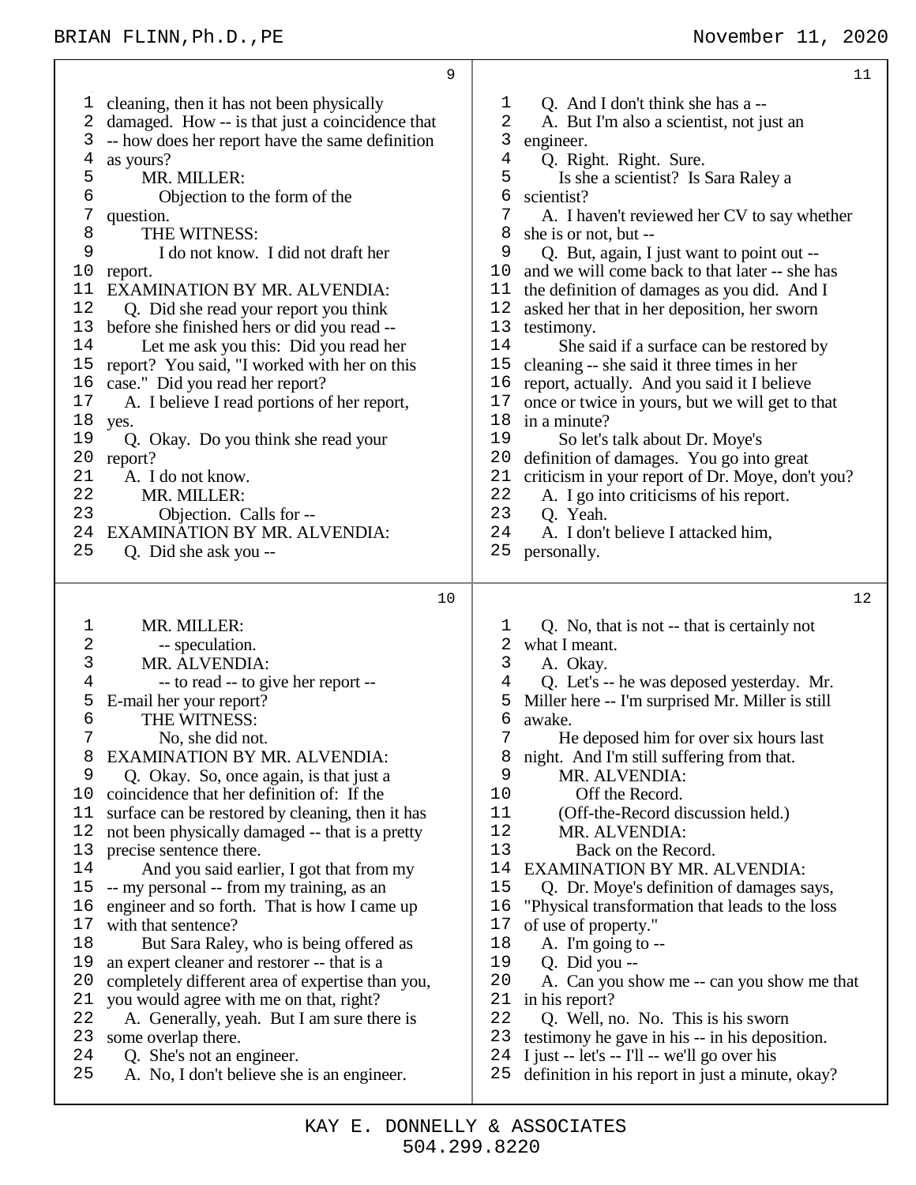cleaning, then it has not been physically damaged. How -- is that just a coincidence that -- how does her report have the same definition as yours?

MR. MILLER:

Objection to the form of the question.

THE WITNESS:

I do not know. I did not draft her report.

EXAMINATION BY MR. ALVENDIA:

Q. Did she read your report you think before she finished hers or did you read --

Let me ask you this: Did you read her report? You said, "I worked with her on this case." Did you read her report?

A. I believe I read portions of her report, yes.

Q. Okay. Do you think she read your report?

A. I do not know.

MR. MILLER:

Objection. Calls for --

EXAMINATION BY MR. ALVENDIA:

Q. Did she ask you --

MR. MILLER:

-- speculation.

MR. ALVENDIA:

-- to read -- to give her report -- E-mail her your report?

THE WITNESS:

No, she did not.

EXAMINATION BY MR. ALVENDIA:

Q. Okay. So, once again, is that just a coincidence that her definition of: If the surface can be restored by cleaning, then it has not been physically damaged -- that is a pretty precise sentence there.

And you said earlier, I got that from my -- my personal -- from my training, as an engineer and so forth. That is how I came up with that sentence?

But Sara Raley, who is being offered as an expert cleaner and restorer -- that is a completely different area of expertise than you, you would agree with me on that, right?

A. Generally, yeah. But I am sure there is some overlap there.

Q. She's not an engineer.

A. No, I don't believe she is an engineer.

Q. And I don't think she has a --

A. But I'm also a scientist, not just an engineer.

Q. Right. Right. Sure.

Is she a scientist? Is Sara Raley a scientist?

A. I haven't reviewed her CV to say whether she is or not, but --

Q. But, again, I just want to point out -- and we will come back to that later -- she has the definition of damages as you did. And I asked her that in her deposition, her sworn testimony.

She said if a surface can be restored by cleaning -- she said it three times in her report, actually. And you said it I believe once or twice in yours, but we will get to that in a minute?

So let's talk about Dr. Moye's definition of damages. You go into great criticism in your report of Dr. Moye, don't you?

A. I go into criticisms of his report.

Q. Yeah.

A. I don't believe I attacked him, personally.

Q. No, that is not -- that is certainly not what I meant.

A. Okay.

Q. Let's -- he was deposed yesterday. Mr. Miller here -- I'm surprised Mr. Miller is still awake.

He deposed him for over six hours last night. And I'm still suffering from that.

MR. ALVENDIA:

Off the Record.

(Off-the-Record discussion held.)

MR. ALVENDIA:

Back on the Record.

EXAMINATION BY MR. ALVENDIA:

Q. Dr. Moye's definition of damages says, "Physical transformation that leads to the loss of use of property."

A. I'm going to --

Q. Did you --

A. Can you show me -- can you show me that in his report?

Q. Well, no. No. This is his sworn testimony he gave in his -- in his deposition. I just -- let's -- I'll -- we'll go over his definition in his report in just a minute, okay?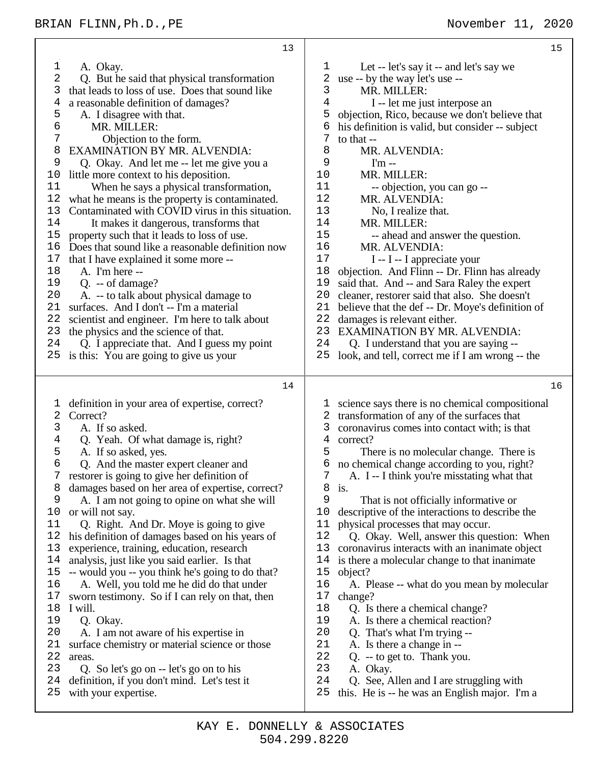A. Okay.

Q. But he said that physical transformation that leads to loss of use. Does that sound like a reasonable definition of damages?

A. I disagree with that.

MR. MILLER:

Objection to the form.

EXAMINATION BY MR. ALVENDIA:

Q. Okay. And let me -- let me give you a little more context to his deposition.

When he says a physical transformation, what he means is the property is contaminated. Contaminated with COVID virus in this situation.

It makes it dangerous, transforms that property such that it leads to loss of use. Does that sound like a reasonable definition now that I have explained it some more --

A. I'm here --

Q. -- of damage?

A. -- to talk about physical damage to surfaces. And I don't -- I'm a material scientist and engineer. I'm here to talk about the physics and the science of that.

Q. I appreciate that. And I guess my point is this: You are going to give us your definition in your area of expertise, correct? Correct?

A. If so asked.

Q. Yeah. Of what damage is, right?

A. If so asked, yes.

Q. And the master expert cleaner and restorer is going to give her definition of damages based on her area of expertise, correct?

A. I am not going to opine on what she will or will not say.

Q. Right. And Dr. Moye is going to give his definition of damages based on his years of experience, training, education, research analysis, just like you said earlier. Is that -- would you -- you think he's going to do that?

A. Well, you told me he did do that under sworn testimony. So if I can rely on that, then I will.

Q. Okay.

A. I am not aware of his expertise in surface chemistry or material science or those areas.

Q. So let's go on -- let's go on to his definition, if you don't mind. Let's test it with your expertise.

Let -- let's say it -- and let's say we use -- by the way let's use --

MR. MILLER:

I -- let me just interpose an objection, Rico, because we don't believe that his definition is valid, but consider -- subject to that --

MR. ALVENDIA:

I'm --

MR. MILLER:

-- objection, you can go --

MR. ALVENDIA:

No, I realize that.

MR. MILLER:

-- ahead and answer the question.

MR. ALVENDIA:

I -- I -- I appreciate your objection. And Flinn -- Dr. Flinn has already said that. And -- and Sara Raley the expert cleaner, restorer said that also. She doesn't believe that the def -- Dr. Moye's definition of damages is relevant either.

EXAMINATION BY MR. ALVENDIA:

Q. I understand that you are saying -- look, and tell, correct me if I am wrong -- the science says there is no chemical compositional transformation of any of the surfaces that coronavirus comes into contact with; is that correct?

There is no molecular change. There is no chemical change according to you, right?

A. I -- I think you're misstating what that is.

That is not officially informative or descriptive of the interactions to describe the physical processes that may occur.

Q. Okay. Well, answer this question: When coronavirus interacts with an inanimate object is there a molecular change to that inanimate object?

A. Please -- what do you mean by molecular change?

Q. Is there a chemical change?

A. Is there a chemical reaction?

Q. That's what I'm trying --

A. Is there a change in --

Q. -- to get to. Thank you.

A. Okay.

Q. See, Allen and I are struggling with this. He is -- he was an English major. I'm a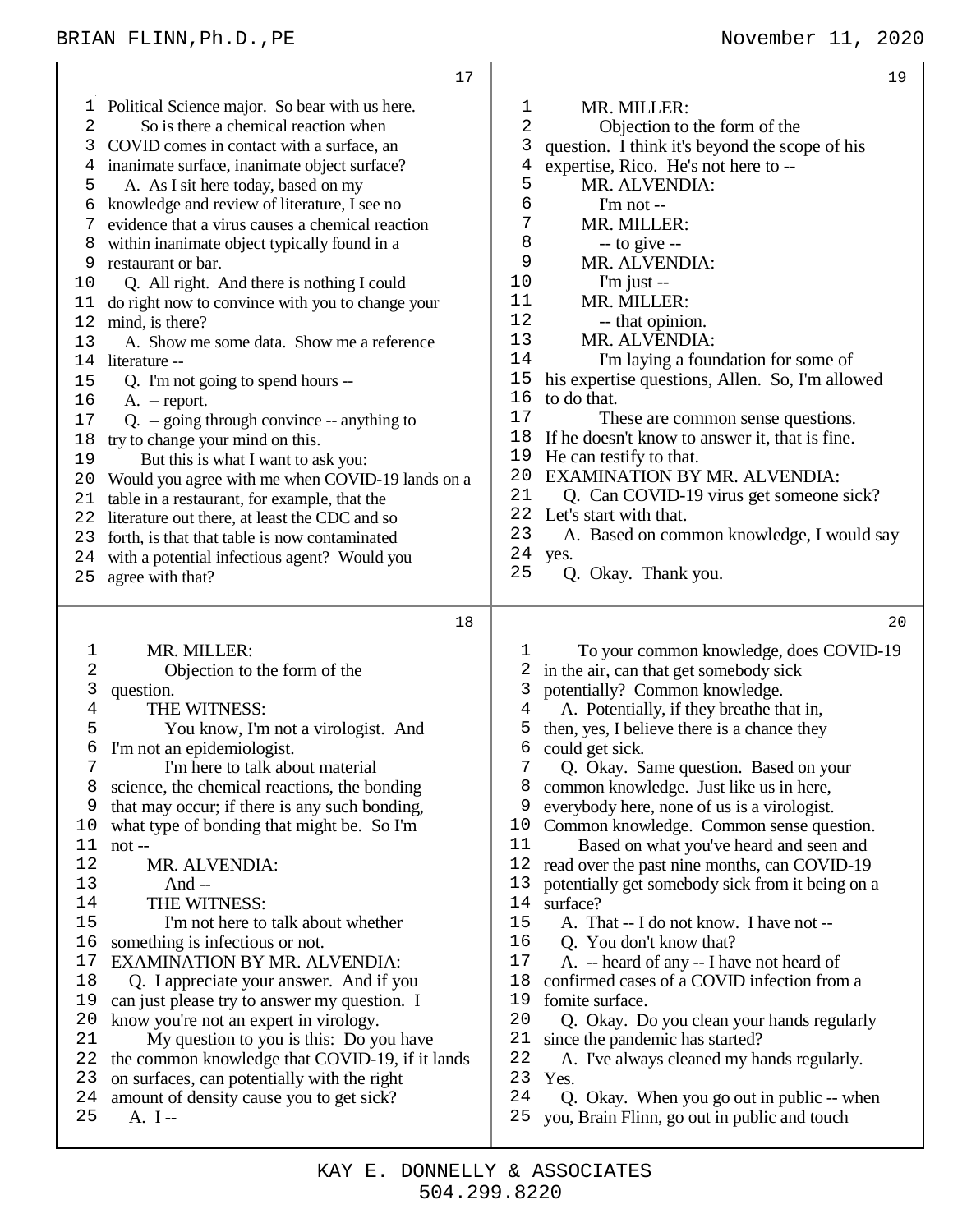Political Science major. So bear with us here.

So is there a chemical reaction when COVID comes in contact with a surface, an inanimate surface, inanimate object surface?

A. As I sit here today, based on my knowledge and review of literature, I see no evidence that a virus causes a chemical reaction within inanimate object typically found in a restaurant or bar.

Q. All right. And there is nothing I could do right now to convince with you to change your mind, is there?

A. Show me some data. Show me a reference literature --

Q. I'm not going to spend hours --

A. -- report.

Q. -- going through convince -- anything to try to change your mind on this.

But this is what I want to ask you: Would you agree with me when COVID-19 lands on a table in a restaurant, for example, that the literature out there, at least the CDC and so forth, is that that table is now contaminated with a potential infectious agent? Would you agree with that?

MR. MILLER:

Objection to the form of the question.

THE WITNESS:

You know, I'm not a virologist. And I'm not an epidemiologist.

I'm here to talk about material science, the chemical reactions, the bonding that may occur; if there is any such bonding, what type of bonding that might be. So I'm not --

MR. ALVENDIA:

And --

THE WITNESS:

I'm not here to talk about whether something is infectious or not.

EXAMINATION BY MR. ALVENDIA:

Q. I appreciate your answer. And if you can just please try to answer my question. I know you're not an expert in virology.

My question to you is this: Do you have the common knowledge that COVID-19, if it lands on surfaces, can potentially with the right amount of density cause you to get sick?

A. I --

MR. MILLER:

Objection to the form of the question. I think it's beyond the scope of his expertise, Rico. He's not here to --

MR. ALVENDIA:

I'm not --

MR. MILLER:

-- to give --

MR. ALVENDIA:

I'm just --

MR. MILLER:

-- that opinion.

MR. ALVENDIA:

I'm laying a foundation for some of his expertise questions, Allen. So, I'm allowed to do that.

These are common sense questions. If he doesn't know to answer it, that is fine. He can testify to that.

EXAMINATION BY MR. ALVENDIA:

Q. Can COVID-19 virus get someone sick? Let's start with that.

A. Based on common knowledge, I would say yes.

Q. Okay. Thank you.

To your common knowledge, does COVID-19 in the air, can that get somebody sick potentially? Common knowledge.

A. Potentially, if they breathe that in, then, yes, I believe there is a chance they could get sick.

Q. Okay. Same question. Based on your common knowledge. Just like us in here, everybody here, none of us is a virologist. Common knowledge. Common sense question.

Based on what you've heard and seen and read over the past nine months, can COVID-19 potentially get somebody sick from it being on a surface?

A. That -- I do not know. I have not --

Q. You don't know that?

A. -- heard of any -- I have not heard of confirmed cases of a COVID infection from a fomite surface.

Q. Okay. Do you clean your hands regularly since the pandemic has started?

A. I've always cleaned my hands regularly. Yes.

Q. Okay. When you go out in public -- when you, Brain Flinn, go out in public and touch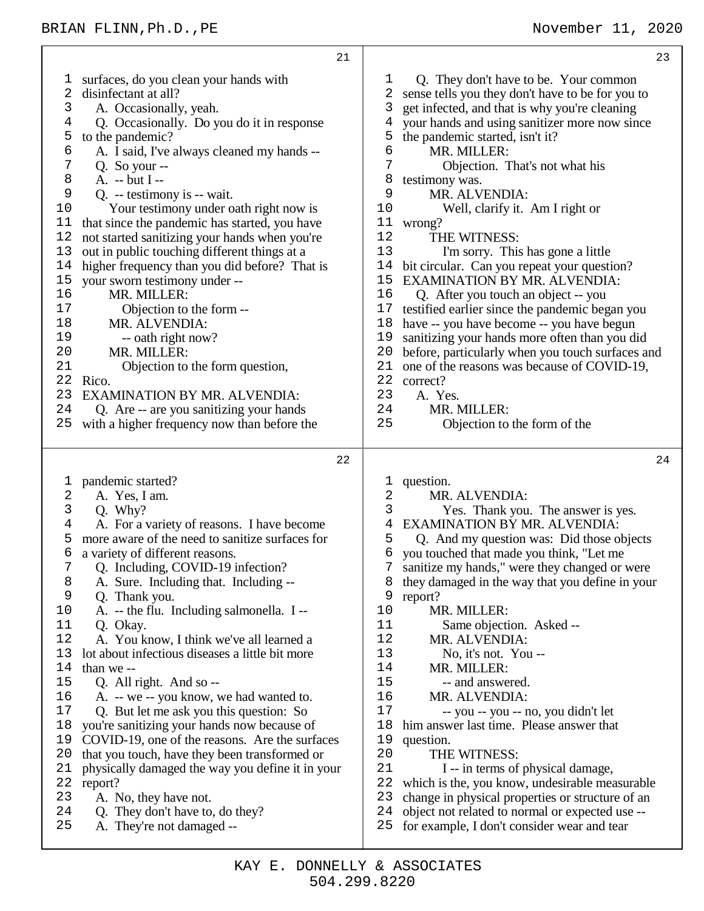surfaces, do you clean your hands with disinfectant at all?

A. Occasionally, yeah.

Q. Occasionally. Do you do it in response to the pandemic?

A. I said, I've always cleaned my hands --

Q. So your --

A. -- but I --

Q. -- testimony is -- wait.

Your testimony under oath right now is that since the pandemic has started, you have not started sanitizing your hands when you're out in public touching different things at a higher frequency than you did before? That is your sworn testimony under --

MR. MILLER:

Objection to the form --

MR. ALVENDIA:

-- oath right now?

MR. MILLER:

Objection to the form question, Rico.

EXAMINATION BY MR. ALVENDIA:

Q. Are -- are you sanitizing your hands with a higher frequency now than before the pandemic started?

A. Yes, I am.

Q. Why?

A. For a variety of reasons. I have become more aware of the need to sanitize surfaces for a variety of different reasons.

Q. Including, COVID-19 infection?

A. Sure. Including that. Including --

Q. Thank you.

A. -- the flu. Including salmonella. I --

Q. Okay.

A. You know, I think we've all learned a lot about infectious diseases a little bit more than we --

Q. All right. And so --

A. -- we -- you know, we had wanted to.

Q. But let me ask you this question: So you're sanitizing your hands now because of COVID-19, one of the reasons. Are the surfaces that you touch, have they been transformed or physically damaged the way you define it in your report?

A. No, they have not.

Q. They don't have to, do they?

A. They're not damaged --

Q. They don't have to be. Your common sense tells you they don't have to be for you to get infected, and that is why you're cleaning your hands and using sanitizer more now since the pandemic started, isn't it?

MR. MILLER:

Objection. That's not what his testimony was.

MR. ALVENDIA:

Well, clarify it. Am I right or wrong?

THE WITNESS:

I'm sorry. This has gone a little bit circular. Can you repeat your question?

EXAMINATION BY MR. ALVENDIA:

Q. After you touch an object -- you testified earlier since the pandemic began you have -- you have become -- you have begun sanitizing your hands more often than you did before, particularly when you touch surfaces and one of the reasons was because of COVID-19, correct?

A. Yes.

MR. MILLER:

Objection to the form of the question.

MR. ALVENDIA:

Yes. Thank you. The answer is yes.

EXAMINATION BY MR. ALVENDIA:

Q. And my question was: Did those objects you touched that made you think, "Let me sanitize my hands," were they changed or were they damaged in the way that you define in your report?

MR. MILLER:

Same objection. Asked --

MR. ALVENDIA:

No, it's not. You --

MR. MILLER:

-- and answered.

MR. ALVENDIA:

-- you -- you -- no, you didn't let him answer last time. Please answer that question.

THE WITNESS:

I -- in terms of physical damage, which is the, you know, undesirable measurable change in physical properties or structure of an object not related to normal or expected use -- for example, I don't consider wear and tear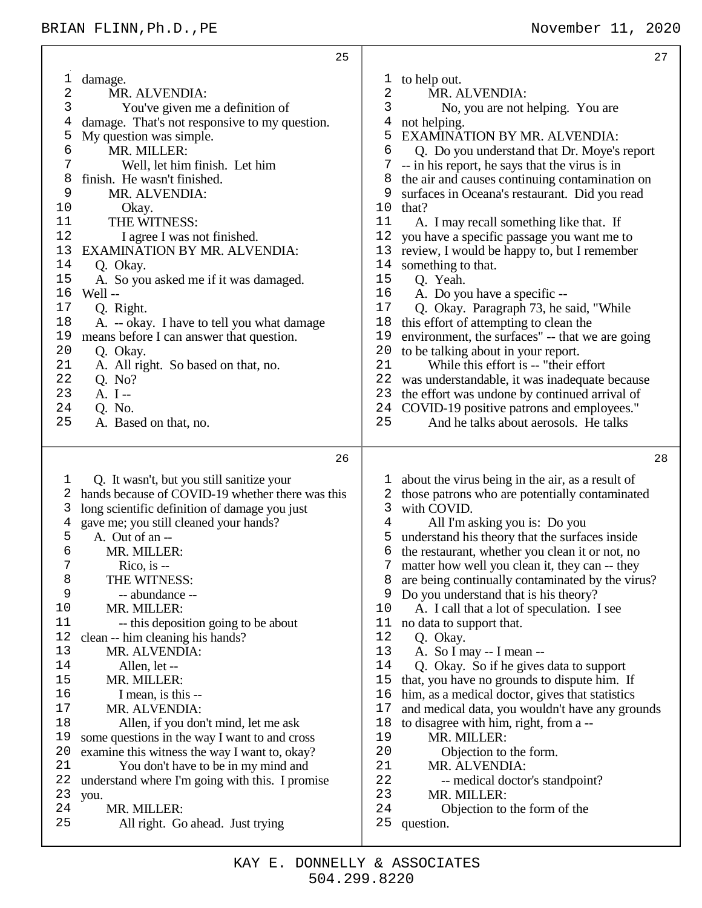damage.

MR. ALVENDIA:

You've given me a definition of damage. That's not responsive to my question. My question was simple.

MR. MILLER:

Well, let him finish. Let him finish. He wasn't finished.

MR. ALVENDIA:

Okay.

THE WITNESS:

I agree I was not finished.

EXAMINATION BY MR. ALVENDIA:

Q. Okay.

A. So you asked me if it was damaged. Well --

Q. Right.

A. -- okay. I have to tell you what damage means before I can answer that question.

Q. Okay.

A. All right. So based on that, no.

Q. No?

A. I --

Q. No.

A. Based on that, no.

Q. It wasn't, but you still sanitize your hands because of COVID-19 whether there was this long scientific definition of damage you just gave me; you still cleaned your hands?

A. Out of an --

MR. MILLER:

Rico, is --

THE WITNESS:

-- abundance --

MR. MILLER:

-- this deposition going to be about clean -- him cleaning his hands?

MR. ALVENDIA:

Allen, let --

MR. MILLER:

I mean, is this --

MR. ALVENDIA:

Allen, if you don't mind, let me ask some questions in the way I want to and cross examine this witness the way I want to, okay?

You don't have to be in my mind and understand where I'm going with this. I promise you.

MR. MILLER:

All right. Go ahead. Just trying to help out.

MR. ALVENDIA:

No, you are not helping. You are not helping.

EXAMINATION BY MR. ALVENDIA:

Q. Do you understand that Dr. Moye's report -- in his report, he says that the virus is in the air and causes continuing contamination on surfaces in Oceana's restaurant. Did you read that?

A. I may recall something like that. If you have a specific passage you want me to review, I would be happy to, but I remember something to that.

Q. Yeah.

A. Do you have a specific --

Q. Okay. Paragraph 73, he said, "While this effort of attempting to clean the environment, the surfaces" -- that we are going to be talking about in your report.

While this effort is -- "their effort was understandable, it was inadequate because the effort was undone by continued arrival of COVID-19 positive patrons and employees."

And he talks about aerosols. He talks about the virus being in the air, as a result of those patrons who are potentially contaminated with COVID.

All I'm asking you is: Do you understand his theory that the surfaces inside the restaurant, whether you clean it or not, no matter how well you clean it, they can -- they are being continually contaminated by the virus? Do you understand that is his theory?

A. I call that a lot of speculation. I see no data to support that.

Q. Okay.

A. So I may -- I mean --

Q. Okay. So if he gives data to support that, you have no grounds to dispute him. If him, as a medical doctor, gives that statistics and medical data, you wouldn't have any grounds to disagree with him, right, from a --

MR. MILLER:

Objection to the form.

MR. ALVENDIA:

-- medical doctor's standpoint?

MR. MILLER:

Objection to the form of the question.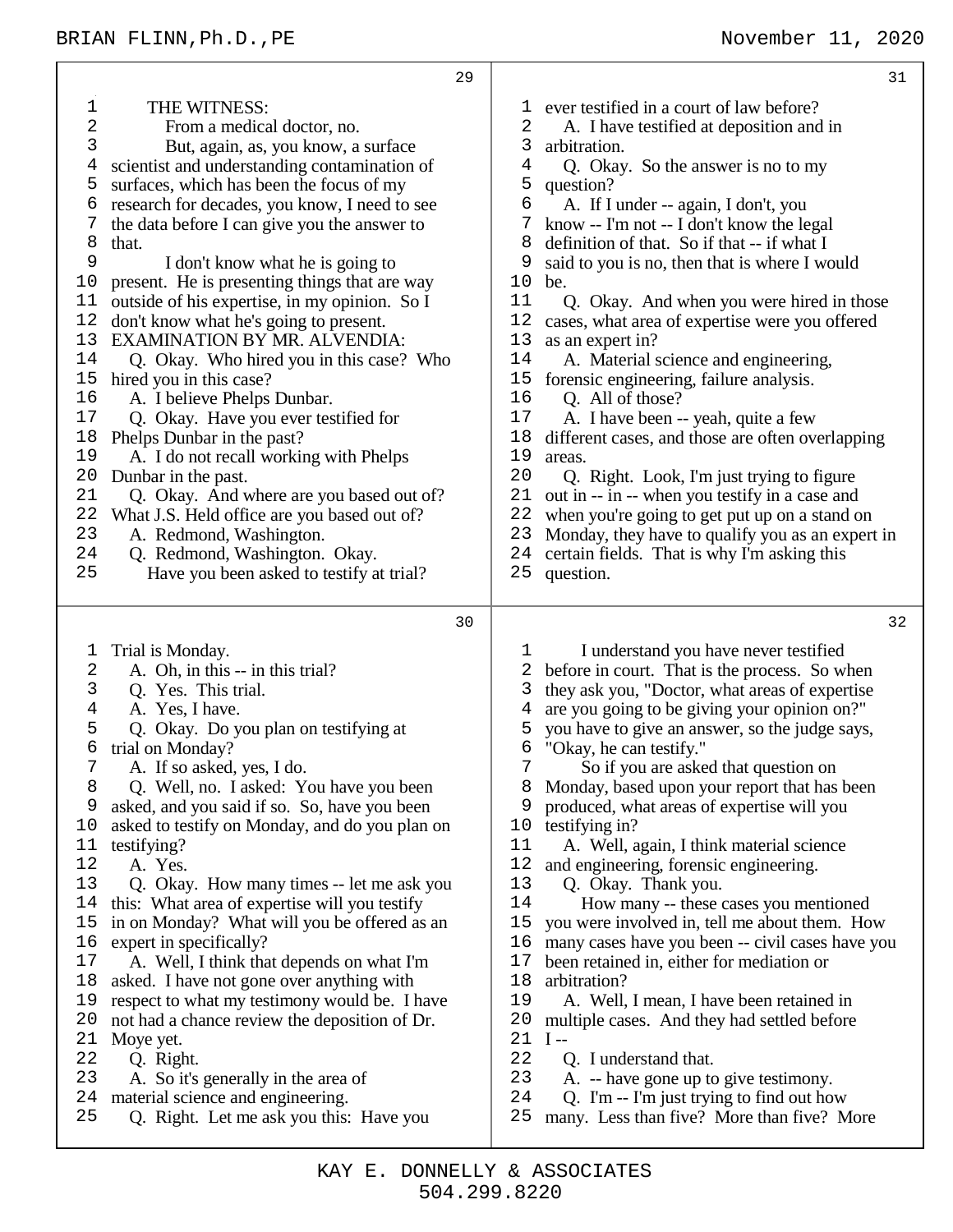THE WITNESS:

From a medical doctor, no.

But, again, as, you know, a surface scientist and understanding contamination of surfaces, which has been the focus of my research for decades, you know, I need to see the data before I can give you the answer to that.

I don't know what he is going to present. He is presenting things that are way outside of his expertise, in my opinion. So I don't know what he's going to present.

EXAMINATION BY MR. ALVENDIA:

Q. Okay. Who hired you in this case? Who hired you in this case?

A. I believe Phelps Dunbar.

Q. Okay. Have you ever testified for Phelps Dunbar in the past?

A. I do not recall working with Phelps Dunbar in the past.

Q. Okay. And where are you based out of? What J.S. Held office are you based out of?

A. Redmond, Washington.

Q. Redmond, Washington. Okay.

Have you been asked to testify at trial? Trial is Monday.

A. Oh, in this -- in this trial?

Q. Yes. This trial.

A. Yes, I have.

Q. Okay. Do you plan on testifying at trial on Monday?

A. If so asked, yes, I do.

Q. Well, no. I asked: You have you been asked, and you said if so. So, have you been asked to testify on Monday, and do you plan on testifying?

A. Yes.

Q. Okay. How many times -- let me ask you this: What area of expertise will you testify in on Monday? What will you be offered as an expert in specifically?

A. Well, I think that depends on what I'm asked. I have not gone over anything with respect to what my testimony would be. I have not had a chance review the deposition of Dr. Moye yet.

Q. Right.

A. So it's generally in the area of material science and engineering.

Q. Right. Let me ask you this: Have you ever testified in a court of law before?

A. I have testified at deposition and in arbitration.

Q. Okay. So the answer is no to my question?

A. If I under -- again, I don't, you know -- I'm not -- I don't know the legal definition of that. So if that -- if what I said to you is no, then that is where I would be.

Q. Okay. And when you were hired in those cases, what area of expertise were you offered as an expert in?

A. Material science and engineering, forensic engineering, failure analysis.

Q. All of those?

A. I have been -- yeah, quite a few different cases, and those are often overlapping areas.

Q. Right. Look, I'm just trying to figure out in -- in -- when you testify in a case and when you're going to get put up on a stand on Monday, they have to qualify you as an expert in certain fields. That is why I'm asking this question.

I understand you have never testified before in court. That is the process. So when they ask you, "Doctor, what areas of expertise are you going to be giving your opinion on?" you have to give an answer, so the judge says, "Okay, he can testify."

So if you are asked that question on Monday, based upon your report that has been produced, what areas of expertise will you testifying in?

A. Well, again, I think material science and engineering, forensic engineering.

Q. Okay. Thank you.

How many -- these cases you mentioned you were involved in, tell me about them. How many cases have you been -- civil cases have you been retained in, either for mediation or arbitration?

A. Well, I mean, I have been retained in multiple cases. And they had settled before I --

Q. I understand that.

A. -- have gone up to give testimony.

Q. I'm -- I'm just trying to find out how many. Less than five? More than five? More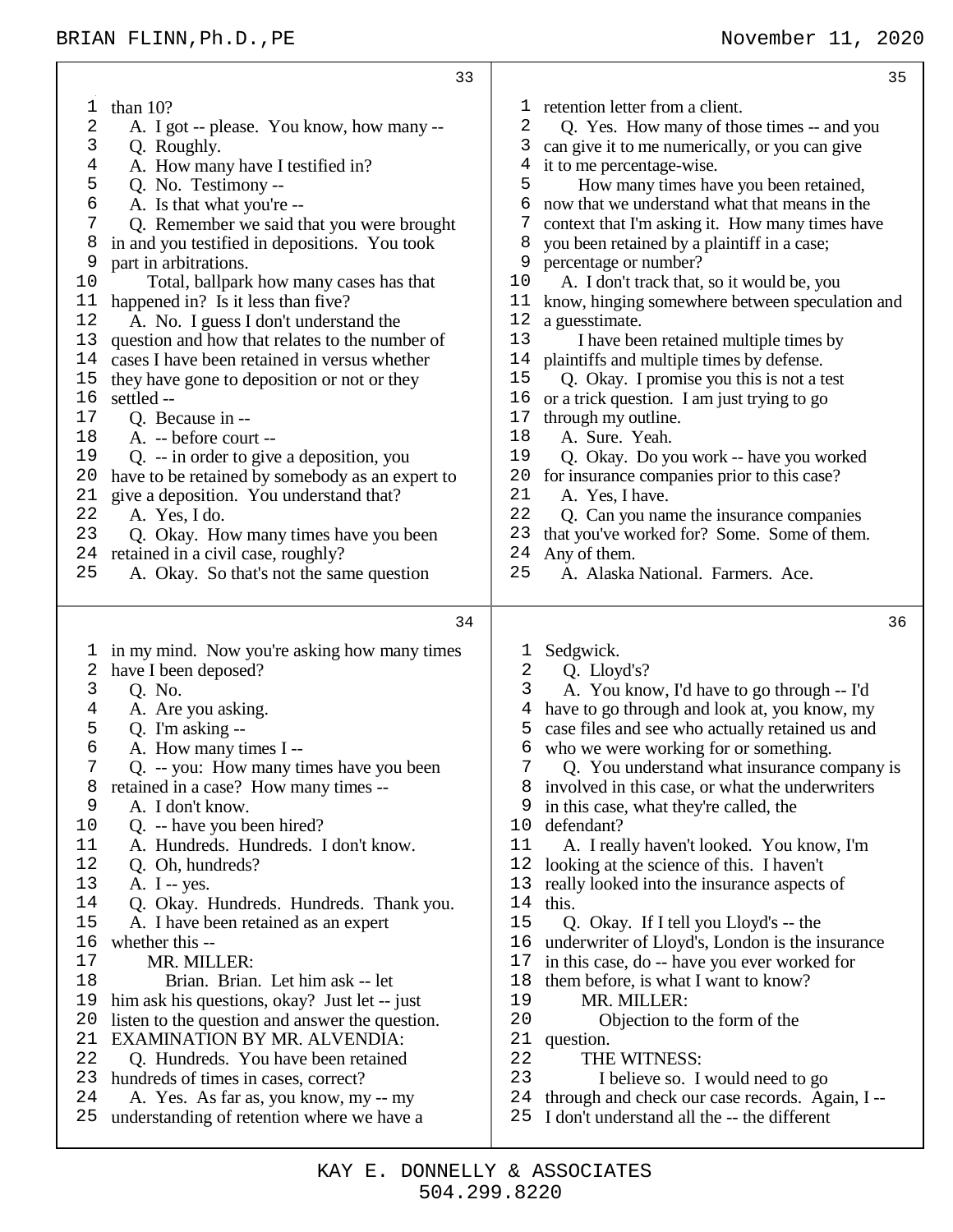than 10?

A. I got -- please. You know, how many --

Q. Roughly.

A. How many have I testified in?

Q. No. Testimony --

A. Is that what you're --

Q. Remember we said that you were brought in and you testified in depositions. You took part in arbitrations.

Total, ballpark how many cases has that happened in? Is it less than five?

A. No. I guess I don't understand the question and how that relates to the number of cases I have been retained in versus whether they have gone to deposition or not or they settled --

Q. Because in --

A. -- before court --

Q. -- in order to give a deposition, you have to be retained by somebody as an expert to give a deposition. You understand that?

A. Yes, I do.

Q. Okay. How many times have you been retained in a civil case, roughly?

A. Okay. So that's not the same question in my mind. Now you're asking how many times have I been deposed?

Q. No.

A. Are you asking.

Q. I'm asking --

A. How many times I --

Q. -- you: How many times have you been retained in a case? How many times --

A. I don't know.

Q. -- have you been hired?

A. Hundreds. Hundreds. I don't know.

Q. Oh, hundreds?

A. I -- yes.

Q. Okay. Hundreds. Hundreds. Thank you.

A. I have been retained as an expert whether this --

MR. MILLER:

Brian. Brian. Let him ask -- let him ask his questions, okay? Just let -- just listen to the question and answer the question.

EXAMINATION BY MR. ALVENDIA:

Q. Hundreds. You have been retained hundreds of times in cases, correct?

A. Yes. As far as, you know, my -- my understanding of retention where we have a retention letter from a client.

Q. Yes. How many of those times -- and you can give it to me numerically, or you can give it to me percentage-wise.

How many times have you been retained, now that we understand what that means in the context that I'm asking it. How many times have you been retained by a plaintiff in a case; percentage or number?

A. I don't track that, so it would be, you know, hinging somewhere between speculation and a guesstimate.

I have been retained multiple times by plaintiffs and multiple times by defense.

Q. Okay. I promise you this is not a test or a trick question. I am just trying to go through my outline.

A. Sure. Yeah.

Q. Okay. Do you work -- have you worked for insurance companies prior to this case?

A. Yes, I have.

Q. Can you name the insurance companies that you've worked for? Some. Some of them. Any of them.

A. Alaska National. Farmers. Ace. Sedgwick.

Q. Lloyd's?

A. You know, I'd have to go through -- I'd have to go through and look at, you know, my case files and see who actually retained us and who we were working for or something.

Q. You understand what insurance company is involved in this case, or what the underwriters in this case, what they're called, the defendant?

A. I really haven't looked. You know, I'm looking at the science of this. I haven't really looked into the insurance aspects of this.

Q. Okay. If I tell you Lloyd's -- the underwriter of Lloyd's, London is the insurance in this case, do -- have you ever worked for them before, is what I want to know?

MR. MILLER:

Objection to the form of the question.

THE WITNESS:

I believe so. I would need to go through and check our case records. Again, I -- I don't understand all the -- the different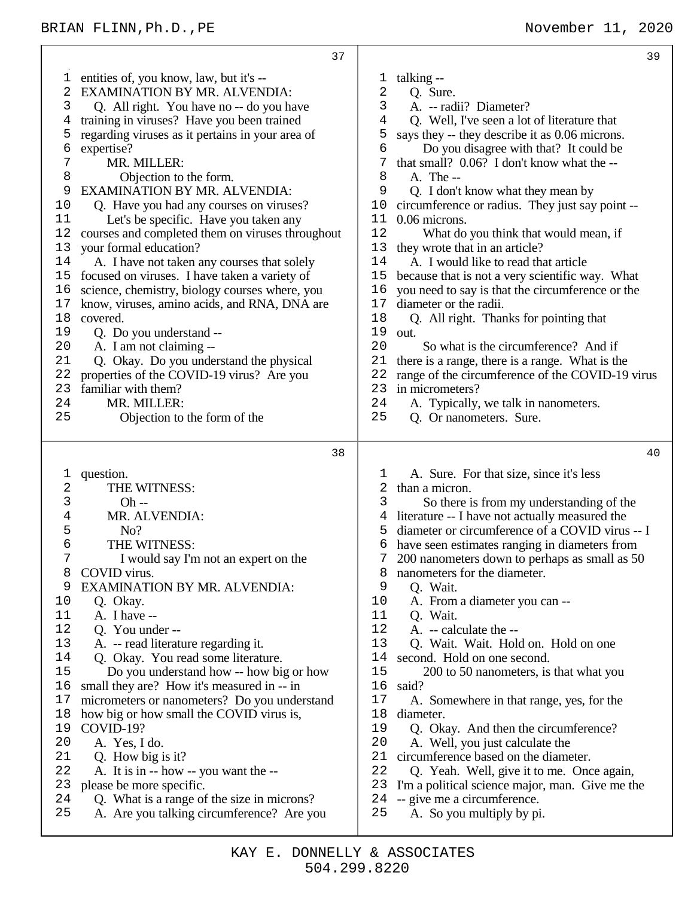entities of, you know, law, but it's --

EXAMINATION BY MR. ALVENDIA:

Q. All right. You have no -- do you have training in viruses? Have you been trained regarding viruses as it pertains in your area of expertise?

MR. MILLER:

Objection to the form.

EXAMINATION BY MR. ALVENDIA:

Q. Have you had any courses on viruses?

Let's be specific. Have you taken any courses and completed them on viruses throughout your formal education?

A. I have not taken any courses that solely focused on viruses. I have taken a variety of science, chemistry, biology courses where, you know, viruses, amino acids, and RNA, DNA are covered.

Q. Do you understand --

A. I am not claiming --

Q. Okay. Do you understand the physical properties of the COVID-19 virus? Are you familiar with them?

MR. MILLER:

Objection to the form of the question.

THE WITNESS:

Oh --

MR. ALVENDIA:

No?

THE WITNESS:

I would say I'm not an expert on the COVID virus.

EXAMINATION BY MR. ALVENDIA:

Q. Okay.

A. I have --

Q. You under --

A. -- read literature regarding it.

Q. Okay. You read some literature.

Do you understand how -- how big or how small they are? How it's measured in -- in micrometers or nanometers? Do you understand how big or how small the COVID virus is, COVID-19?

A. Yes, I do.

Q. How big is it?

A. It is in -- how -- you want the -- please be more specific.

Q. What is a range of the size in microns?

A. Are you talking circumference? Are you talking --

Q. Sure.

A. -- radii? Diameter?

Q. Well, I've seen a lot of literature that says they -- they describe it as 0.06 microns.

Do you disagree with that? It could be that small? 0.06? I don't know what the --

A. The --

Q. I don't know what they mean by circumference or radius. They just say point -- 0.06 microns.

What do you think that would mean, if they wrote that in an article?

A. I would like to read that article because that is not a very scientific way. What you need to say is that the circumference or the diameter or the radii.

Q. All right. Thanks for pointing that out.

So what is the circumference? And if there is a range, there is a range. What is the range of the circumference of the COVID-19 virus in micrometers?

A. Typically, we talk in nanometers.

Q. Or nanometers. Sure.

A. Sure. For that size, since it's less than a micron.

So there is from my understanding of the literature -- I have not actually measured the diameter or circumference of a COVID virus -- I have seen estimates ranging in diameters from 200 nanometers down to perhaps as small as 50 nanometers for the diameter.

Q. Wait.

A. From a diameter you can --

Q. Wait.

A. -- calculate the --

Q. Wait. Wait. Hold on. Hold on one second. Hold on one second.

200 to 50 nanometers, is that what you said?

A. Somewhere in that range, yes, for the diameter.

Q. Okay. And then the circumference?

A. Well, you just calculate the circumference based on the diameter.

Q. Yeah. Well, give it to me. Once again, I'm a political science major, man. Give me the -- give me a circumference.

A. So you multiply by pi.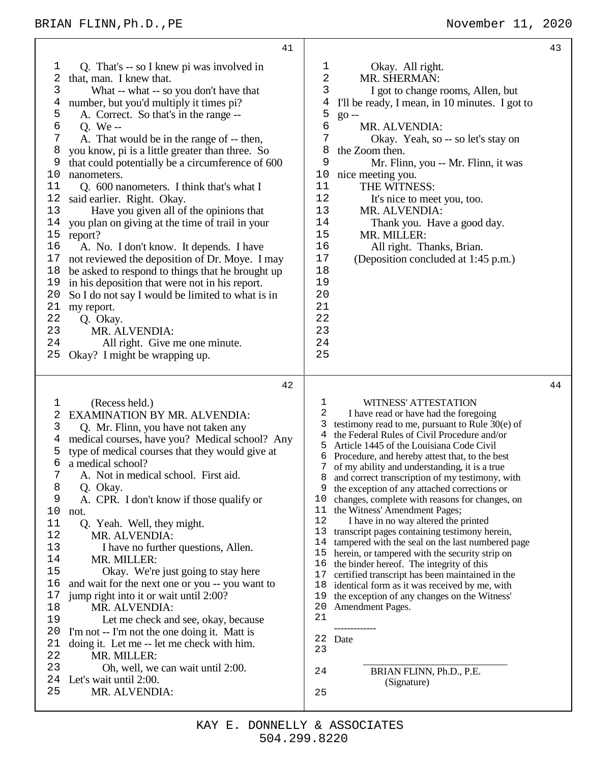Q. That's -- so I knew pi was involved in that, man. I knew that.

What -- what -- so you don't have that number, but you'd multiply it times pi?

A. Correct. So that's in the range --

Q. We --

A. That would be in the range of -- then, you know, pi is a little greater than three. So that could potentially be a circumference of 600 nanometers.

Q. 600 nanometers. I think that's what I said earlier. Right. Okay.

Have you given all of the opinions that you plan on giving at the time of trail in your report?

A. No. I don't know. It depends. I have not reviewed the deposition of Dr. Moye. I may be asked to respond to things that he brought up in his deposition that were not in his report. So I do not say I would be limited to what is in my report.

Q. Okay.

MR. ALVENDIA:

All right. Give me one minute. Okay? I might be wrapping up.

(Recess held.)

EXAMINATION BY MR. ALVENDIA:

Q. Mr. Flinn, you have not taken any medical courses, have you? Medical school? Any type of medical courses that they would give at a medical school?

A. Not in medical school. First aid.

Q. Okay.

A. CPR. I don't know if those qualify or not.

Q. Yeah. Well, they might.

MR. ALVENDIA:

I have no further questions, Allen.

MR. MILLER:

Okay. We're just going to stay here and wait for the next one or you -- you want to jump right into it or wait until 2:00?

MR. ALVENDIA:

Let me check and see, okay, because I'm not -- I'm not the one doing it. Matt is doing it. Let me -- let me check with him.

MR. MILLER:

Oh, well, we can wait until 2:00. Let's wait until 2:00.

MR. ALVENDIA:

Okay. All right.

MR. SHERMAN:

I got to change rooms, Allen, but I'll be ready, I mean, in 10 minutes. I got to go --

MR. ALVENDIA:

Okay. Yeah, so -- so let's stay on the Zoom then.

Mr. Flinn, you -- Mr. Flinn, it was nice meeting you.

THE WITNESS:

It's nice to meet you, too.

MR. ALVENDIA:

Thank you. Have a good day.

MR. MILLER:

All right. Thanks, Brian.

(Deposition concluded at 1:45 p.m.)

WITNESS' ATTESTATION

I have read or have had the foregoing testimony read to me, pursuant to Rule 30(e) of the Federal Rules of Civil Procedure and/or Article 1445 of the Louisiana Code Civil Procedure, and hereby attest that, to the best of my ability and understanding, it is a true and correct transcription of my testimony, with the exception of any attached corrections or changes, complete with reasons for changes, on the Witness' Amendment Pages;

I have in no way altered the printed transcript pages containing testimony herein, tampered with the seal on the last numbered page herein, or tampered with the security strip on the binder hereof. The integrity of this certified transcript has been maintained in the identical form as it was received by me, with the exception of any changes on the Witness' Amendment Pages.

-------------

Date

\_\_\_\_\_\_\_\_\_\_\_\_\_\_\_\_\_\_\_\_\_\_\_\_\_\_\_\_

BRIAN FLINN, Ph.D., P.E.
(Signature)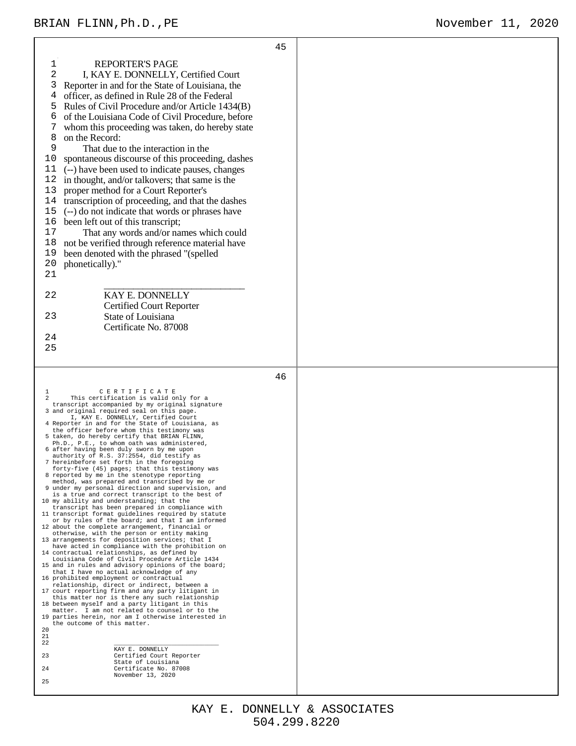REPORTER'S PAGE

I, KAY E. DONNELLY, Certified Court Reporter in and for the State of Louisiana, the officer, as defined in Rule 28 of the Federal Rules of Civil Procedure and/or Article 1434(B) of the Louisiana Code of Civil Procedure, before whom this proceeding was taken, do hereby state on the Record:

That due to the interaction in the spontaneous discourse of this proceeding, dashes (--) have been used to indicate pauses, changes in thought, and/or talkovers; that same is the proper method for a Court Reporter's transcription of proceeding, and that the dashes (--) do not indicate that words or phrases have been left out of this transcript;

That any words and/or names which could not be verified through reference material have been denoted with the phrased "(spelled phonetically)."

\_\_\_\_\_\_\_\_\_\_\_\_\_\_\_\_\_\_\_\_\_\_\_\_\_\_\_\_

KAY E. DONNELLY
Certified Court Reporter
State of Louisiana
Certificate No. 87008

C E R T I F I C A T E

This certification is valid only for a transcript accompanied by my original signature and original required seal on this page.

I, KAY E. DONNELLY, Certified Court Reporter in and for the State of Louisiana, as the officer before whom this testimony was taken, do hereby certify that BRIAN FLINN, Ph.D., P.E., to whom oath was administered, after having been duly sworn by me upon authority of R.S. 37:2554, did testify as hereinbefore set forth in the foregoing forty-five (45) pages; that this testimony was reported by me in the stenotype reporting method, was prepared and transcribed by me or under my personal direction and supervision, and is a true and correct transcript to the best of my ability and understanding; that the transcript has been prepared in compliance with transcript format guidelines required by statute or by rules of the board; and that I am informed about the complete arrangement, financial or otherwise, with the person or entity making arrangements for deposition services; that I have acted in compliance with the prohibition on contractual relationships, as defined by Louisiana Code of Civil Procedure Article 1434 and in rules and advisory opinions of the board; that I have no actual acknowledge of any prohibited employment or contractual relationship, direct or indirect, between a court reporting firm and any party litigant in this matter nor is there any such relationship between myself and a party litigant in this matter. I am not related to counsel or to the parties herein, nor am I otherwise interested in the outcome of this matter.

\_\_\_\_\_\_\_\_\_\_\_\_\_\_\_\_\_\_\_\_\_\_\_\_\_\_\_\_

KAY E. DONNELLY
Certified Court Reporter
State of Louisiana
Certificate No. 87008
November 13, 2020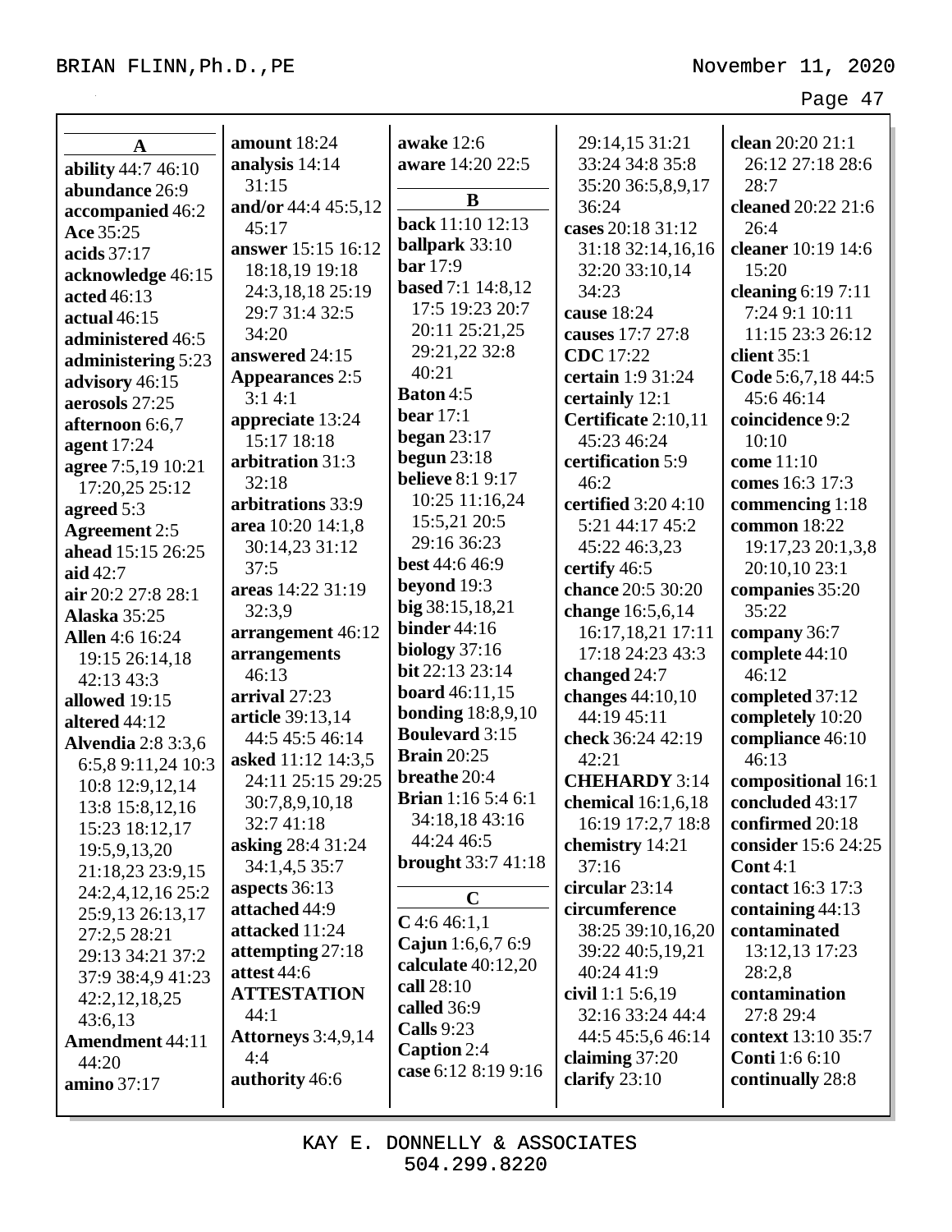**A**

**ability** 44:7 46:10
**abundance** 26:9
**accompanied** 46:2
**Ace** 35:25
**acids** 37:17
**acknowledge** 46:15
**acted** 46:13
**actual** 46:15
**administered** 46:5
**administering** 5:23
**advisory** 46:15
**aerosols** 27:25
**afternoon** 6:6,7
**agent** 17:24
**agree** 7:5,19 10:21 17:20,25 25:12
**agreed** 5:3
**Agreement** 2:5
**ahead** 15:15 26:25
**aid** 42:7
**air** 20:2 27:8 28:1
**Alaska** 35:25
**Allen** 4:6 16:24 19:15 26:14,18 42:13 43:3
**allowed** 19:15
**altered** 44:12
**Alvendia** 2:8 3:3,6 6:5,8 9:11,24 10:3 10:8 12:9,12,14 13:8 15:8,12,16 15:23 18:12,17 19:5,9,13,20 21:18,23 23:9,15 24:2,4,12,16 25:2 25:9,13 26:13,17 27:2,5 28:21 29:13 34:21 37:2 37:9 38:4,9 41:23 42:2,12,18,25 43:6,13
**Amendment** 44:11 44:20
**amino** 37:17
**amount** 18:24
**analysis** 14:14 31:15
**and/or** 44:4 45:5,12 45:17
**answer** 15:15 16:12 18:18,19 19:18 24:3,18,18 25:19 29:7 31:4 32:5 34:20
**answered** 24:15
**Appearances** 2:5 3:1 4:1
**appreciate** 13:24 15:17 18:18
**arbitration** 31:3 32:18
**arbitrations** 33:9
**area** 10:20 14:1,8 30:14,23 31:12 37:5
**areas** 14:22 31:19 32:3,9
**arrangement** 46:12
**arrangements** 46:13
**arrival** 27:23
**article** 39:13,14 44:5 45:5 46:14
**asked** 11:12 14:3,5 24:11 25:15 29:25 30:7,8,9,10,18 32:7 41:18
**asking** 28:4 31:24 34:1,4,5 35:7
**aspects** 36:13
**attached** 44:9
**attacked** 11:24
**attempting** 27:18
**attest** 44:6
**ATTESTATION** 44:1
**Attorneys** 3:4,9,14 4:4
**authority** 46:6
**awake** 12:6
**aware** 14:20 22:5

**B**

**back** 11:10 12:13
**ballpark** 33:10
**bar** 17:9
**based** 7:1 14:8,12 17:5 19:23 20:7 20:11 25:21,25 29:21,22 32:8 40:21
**Baton** 4:5
**bear** 17:1
**began** 23:17
**begun** 23:18
**believe** 8:1 9:17 10:25 11:16,24 15:5,21 20:5 29:16 36:23
**best** 44:6 46:9
**beyond** 19:3
**big** 38:15,18,21
**binder** 44:16
**biology** 37:16
**bit** 22:13 23:14
**board** 46:11,15
**bonding** 18:8,9,10
**Boulevard** 3:15
**Brain** 20:25
**breathe** 20:4
**Brian** 1:16 5:4 6:1 34:18,18 43:16 44:24 46:5
**brought** 33:7 41:18

**C**

**C** 4:6 46:1,1
**Cajun** 1:6,6,7 6:9
**calculate** 40:12,20
**call** 28:10
**called** 36:9
**Calls** 9:23
**Caption** 2:4
**case** 6:12 8:19 9:16 29:14,15 31:21 33:24 34:8 35:8 35:20 36:5,8,9,17 36:24
**cases** 20:18 31:12 31:18 32:14,16,16 32:20 33:10,14 34:23
**cause** 18:24
**causes** 17:7 27:8
**CDC** 17:22
**certain** 1:9 31:24
**certainly** 12:1
**Certificate** 2:10,11 45:23 46:24
**certification** 5:9 46:2
**certified** 3:20 4:10 5:21 44:17 45:2 45:22 46:3,23
**certify** 46:5
**chance** 20:5 30:20
**change** 16:5,6,14 16:17,18,21 17:11 17:18 24:23 43:3
**changed** 24:7
**changes** 44:10,10 44:19 45:11
**check** 36:24 42:19 42:21
**CHEHARDY** 3:14
**chemical** 16:1,6,18 16:19 17:2,7 18:8
**chemistry** 14:21 37:16
**circular** 23:14
**circumference** 38:25 39:10,16,20 39:22 40:5,19,21 40:24 41:9
**civil** 1:1 5:6,19 32:16 33:24 44:4 44:5 45:5,6 46:14
**claiming** 37:20
**clarify** 23:10
**clean** 20:20 21:1 26:12 27:18 28:6 28:7
**cleaned** 20:22 21:6 26:4
**cleaner** 10:19 14:6 15:20
**cleaning** 6:19 7:11 7:24 9:1 10:11 11:15 23:3 26:12
**client** 35:1
**Code** 5:6,7,18 44:5 45:6 46:14
**coincidence** 9:2 10:10
**come** 11:10
**comes** 16:3 17:3
**commencing** 1:18
**common** 18:22 19:17,23 20:1,3,8 20:10,10 23:1
**companies** 35:20 35:22
**company** 36:7
**complete** 44:10 46:12
**completed** 37:12
**completely** 10:20
**compliance** 46:10 46:13
**compositional** 16:1
**concluded** 43:17
**confirmed** 20:18
**consider** 15:6 24:25
**Cont** 4:1
**contact** 16:3 17:3
**containing** 44:13
**contaminated** 13:12,13 17:23 28:2,8
**contamination** 27:8 29:4
**context** 13:10 35:7
**Conti** 1:6 6:10
**continually** 28:8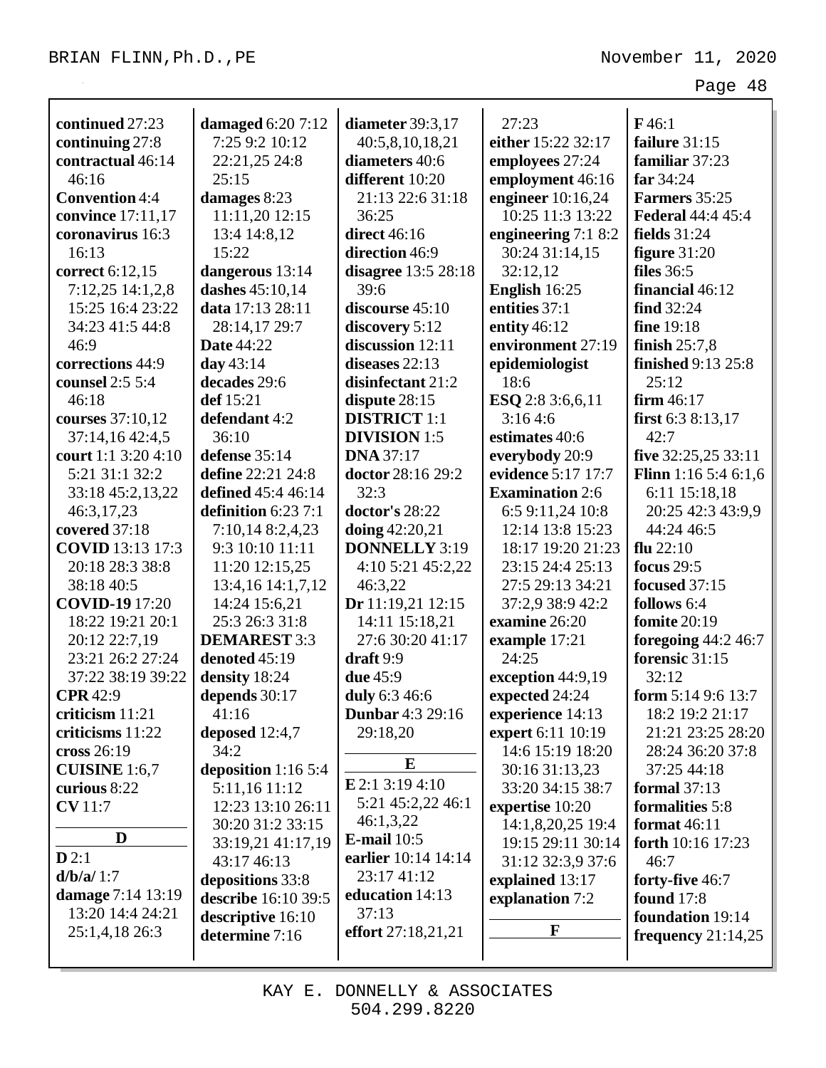**continued** 27:23
**continuing** 27:8
**contractual** 46:14 46:16
**Convention** 4:4
**convince** 17:11,17
**coronavirus** 16:3 16:13
**correct** 6:12,15 7:12,25 14:1,2,8 15:25 16:4 23:22 34:23 41:5 44:8 46:9
**corrections** 44:9
**counsel** 2:5 5:4 46:18
**courses** 37:10,12 37:14,16 42:4,5
**court** 1:1 3:20 4:10 5:21 31:1 32:2 33:18 45:2,13,22 46:3,17,23
**covered** 37:18
**COVID** 13:13 17:3 20:18 28:3 38:8 38:18 40:5
**COVID-19** 17:20 18:22 19:21 20:1 20:12 22:7,19 23:21 26:2 27:24 37:22 38:19 39:22
**CPR** 42:9
**criticism** 11:21
**criticisms** 11:22
**cross** 26:19
**CUISINE** 1:6,7
**curious** 8:22
**CV** 11:7

**D**

**D** 2:1
**d/b/a/** 1:7
**damage** 7:14 13:19 13:20 14:4 24:21 25:1,4,18 26:3
**damaged** 6:20 7:12 7:25 9:2 10:12 22:21,25 24:8 25:15
**damages** 8:23 11:11,20 12:15 13:4 14:8,12 15:22
**dangerous** 13:14
**dashes** 45:10,14
**data** 17:13 28:11 28:14,17 29:7
**Date** 44:22
**day** 43:14
**decades** 29:6
**def** 15:21
**defendant** 4:2 36:10
**defense** 35:14
**define** 22:21 24:8
**defined** 45:4 46:14
**definition** 6:23 7:1 7:10,14 8:2,4,23 9:3 10:10 11:11 11:20 12:15,25 13:4,16 14:1,7,12 14:24 15:6,21 25:3 26:3 31:8
**DEMAREST** 3:3
**denoted** 45:19
**density** 18:24
**depends** 30:17 41:16
**deposed** 12:4,7 34:2
**deposition** 1:16 5:4 5:11,16 11:12 12:23 13:10 26:11 30:20 31:2 33:15 33:19,21 41:17,19 43:17 46:13
**depositions** 33:8
**describe** 16:10 39:5
**descriptive** 16:10
**determine** 7:16
**diameter** 39:3,17 40:5,8,10,18,21
**diameters** 40:6
**different** 10:20 21:13 22:6 31:18 36:25
**direct** 46:16
**direction** 46:9
**disagree** 13:5 28:18 39:6
**discourse** 45:10
**discovery** 5:12
**discussion** 12:11
**diseases** 22:13
**disinfectant** 21:2
**dispute** 28:15
**DISTRICT** 1:1
**DIVISION** 1:5
**DNA** 37:17
**doctor** 28:16 29:2 32:3
**doctor's** 28:22
**doing** 42:20,21
**DONNELLY** 3:19 4:10 5:21 45:2,22 46:3,22
**Dr** 11:19,21 12:15 14:11 15:18,21 27:6 30:20 41:17
**draft** 9:9
**due** 45:9
**duly** 6:3 46:6
**Dunbar** 4:3 29:16 29:18,20

**E**

**E** 2:1 3:19 4:10 5:21 45:2,22 46:1 46:1,3,22
**E-mail** 10:5
**earlier** 10:14 14:14 23:17 41:12
**education** 14:13 37:13
**effort** 27:18,21,21 27:23
**either** 15:22 32:17
**employees** 27:24
**employment** 46:16
**engineer** 10:16,24 10:25 11:3 13:22
**engineering** 7:1 8:2 30:24 31:14,15 32:12,12
**English** 16:25
**entities** 37:1
**entity** 46:12
**environment** 27:19
**epidemiologist** 18:6
**ESQ** 2:8 3:6,6,11 3:16 4:6
**estimates** 40:6
**everybody** 20:9
**evidence** 5:17 17:7
**Examination** 2:6 6:5 9:11,24 10:8 12:14 13:8 15:23 18:17 19:20 21:23 23:15 24:4 25:13 27:5 29:13 34:21 37:2,9 38:9 42:2
**examine** 26:20
**example** 17:21 24:25
**exception** 44:9,19
**expected** 24:24
**experience** 14:13
**expert** 6:11 10:19 14:6 15:19 18:20 30:16 31:13,23 33:20 34:15 38:7
**expertise** 10:20 14:1,8,20,25 19:4 19:15 29:11 30:14 31:12 32:3,9 37:6
**explained** 13:17
**explanation** 7:2

**F**

**F** 46:1
**failure** 31:15
**familiar** 37:23
**far** 34:24
**Farmers** 35:25
**Federal** 44:4 45:4
**fields** 31:24
**figure** 31:20
**files** 36:5
**financial** 46:12
**find** 32:24
**fine** 19:18
**finish** 25:7,8
**finished** 9:13 25:8 25:12
**firm** 46:17
**first** 6:3 8:13,17 42:7
**five** 32:25,25 33:11
**Flinn** 1:16 5:4 6:1,6 6:11 15:18,18 20:25 42:3 43:9,9 44:24 46:5
**flu** 22:10
**focus** 29:5
**focused** 37:15
**follows** 6:4
**fomite** 20:19
**foregoing** 44:2 46:7
**forensic** 31:15 32:12
**form** 5:14 9:6 13:7 18:2 19:2 21:17 21:21 23:25 28:20 28:24 36:20 37:8 37:25 44:18
**formal** 37:13
**formalities** 5:8
**format** 46:11
**forth** 10:16 17:23 46:7
**forty-five** 46:7
**found** 17:8
**foundation** 19:14
**frequency** 21:14,25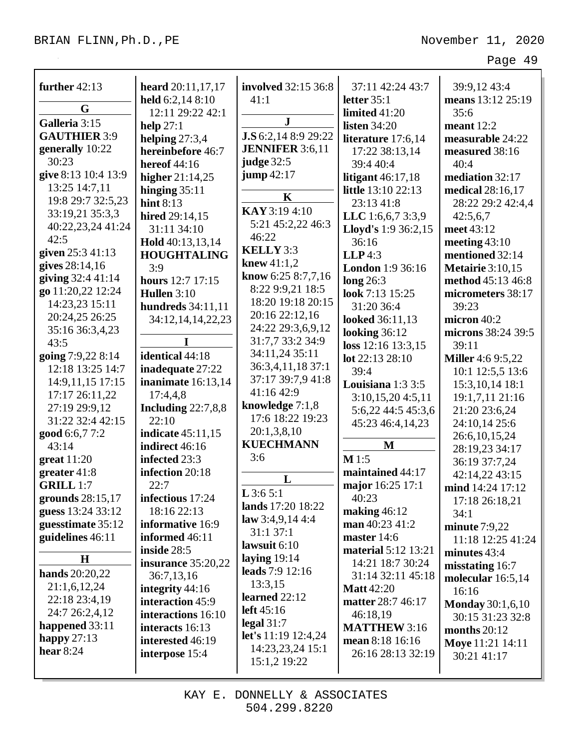**further** 42:13

**G**

**Galleria** 3:15
**GAUTHIER** 3:9
**generally** 10:22 30:23
**give** 8:13 10:4 13:9 13:25 14:7,11 19:8 29:7 32:5,23 33:19,21 35:3,3 40:22,23,24 41:24 42:5
**given** 25:3 41:13
**gives** 28:14,16
**giving** 32:4 41:14
**go** 11:20,22 12:24 14:23,23 15:11 20:24,25 26:25 35:16 36:3,4,23 43:5
**going** 7:9,22 8:14 12:18 13:25 14:7 14:9,11,15 17:15 17:17 26:11,22 27:19 29:9,12 31:22 32:4 42:15
**good** 6:6,7 7:2 43:14
**great** 11:20
**greater** 41:8
**GRILL** 1:7
**grounds** 28:15,17
**guess** 13:24 33:12
**guesstimate** 35:12
**guidelines** 46:11

**H**

**hands** 20:20,22 21:1,6,12,24 22:18 23:4,19 24:7 26:2,4,12
**happened** 33:11
**happy** 27:13
**hear** 8:24
**heard** 20:11,17,17
**held** 6:2,14 8:10 12:11 29:22 42:1
**help** 27:1
**helping** 27:3,4
**hereinbefore** 46:7
**hereof** 44:16
**higher** 21:14,25
**hinging** 35:11
**hint** 8:13
**hired** 29:14,15 31:11 34:10
**Hold** 40:13,13,14
**HOUGHTALING** 3:9
**hours** 12:7 17:15
**Hullen** 3:10
**hundreds** 34:11,11 34:12,14,14,22,23

**I**

**identical** 44:18
**inadequate** 27:22
**inanimate** 16:13,14 17:4,4,8
**Including** 22:7,8,8 22:10
**indicate** 45:11,15
**indirect** 46:16
**infected** 23:3
**infection** 20:18 22:7
**infectious** 17:24 18:16 22:13
**informative** 16:9
**informed** 46:11
**inside** 28:5
**insurance** 35:20,22 36:7,13,16
**integrity** 44:16
**interaction** 45:9
**interactions** 16:10
**interacts** 16:13
**interested** 46:19
**interpose** 15:4
**involved** 32:15 36:8 41:1

**J**

**J.S** 6:2,14 8:9 29:22
**JENNIFER** 3:6,11
**judge** 32:5
**jump** 42:17

**K**

**KAY** 3:19 4:10 5:21 45:2,22 46:3 46:22
**KELLY** 3:3
**knew** 41:1,2
**know** 6:25 8:7,7,16 8:22 9:9,21 18:5 18:20 19:18 20:15 20:16 22:12,16 24:22 29:3,6,9,12 31:7,7 33:2 34:9 34:11,24 35:11 36:3,4,11,18 37:1 37:17 39:7,9 41:8 41:16 42:9
**knowledge** 7:1,8 17:6 18:22 19:23 20:1,3,8,10
**KUECHMANN** 3:6

**L**

**L** 3:6 5:1
**lands** 17:20 18:22
**law** 3:4,9,14 4:4 31:1 37:1
**lawsuit** 6:10
**laying** 19:14
**leads** 7:9 12:16 13:3,15
**learned** 22:12
**left** 45:16
**legal** 31:7
**let's** 11:19 12:4,24 14:23,23,24 15:1 15:1,2 19:22
37:11 42:24 43:7
**letter** 35:1
**limited** 41:20
**listen** 34:20
**literature** 17:6,14 17:22 38:13,14 39:4 40:4
**litigant** 46:17,18
**little** 13:10 22:13 23:13 41:8
**LLC** 1:6,6,7 3:3,9
**Lloyd's** 1:9 36:2,15 36:16
**LLP** 4:3
**London** 1:9 36:16
**long** 26:3
**look** 7:13 15:25 31:20 36:4
**looked** 36:11,13
**looking** 36:12
**loss** 12:16 13:3,15
**lot** 22:13 28:10 39:4
**Louisiana** 1:3 3:5 3:10,15,20 4:5,11 5:6,22 44:5 45:3,6 45:23 46:4,14,23

**M**

**M** 1:5
**maintained** 44:17
**major** 16:25 17:1 40:23
**making** 46:12
**man** 40:23 41:2
**master** 14:6
**material** 5:12 13:21 14:21 18:7 30:24 31:14 32:11 45:18
**Matt** 42:20
**matter** 28:7 46:17 46:18,19
**MATTHEW** 3:16
**mean** 8:18 16:16 26:16 28:13 32:19
39:9,12 43:4
**means** 13:12 25:19 35:6
**meant** 12:2
**measurable** 24:22
**measured** 38:16 40:4
**mediation** 32:17
**medical** 28:16,17 28:22 29:2 42:4,4 42:5,6,7
**meet** 43:12
**meeting** 43:10
**mentioned** 32:14
**Metairie** 3:10,15
**method** 45:13 46:8
**micrometers** 38:17 39:23
**micron** 40:2
**microns** 38:24 39:5 39:11
**Miller** 4:6 9:5,22 10:1 12:5,5 13:6 15:3,10,14 18:1 19:1,7,11 21:16 21:20 23:6,24 24:10,14 25:6 26:6,10,15,24 28:19,23 34:17 36:19 37:7,24 42:14,22 43:15
**mind** 14:24 17:12 17:18 26:18,21 34:1
**minute** 7:9,22 11:18 12:25 41:24
**minutes** 43:4
**misstating** 16:7
**molecular** 16:5,14 16:16
**Monday** 30:1,6,10 30:15 31:23 32:8
**months** 20:12
**Moye** 11:21 14:11 30:21 41:17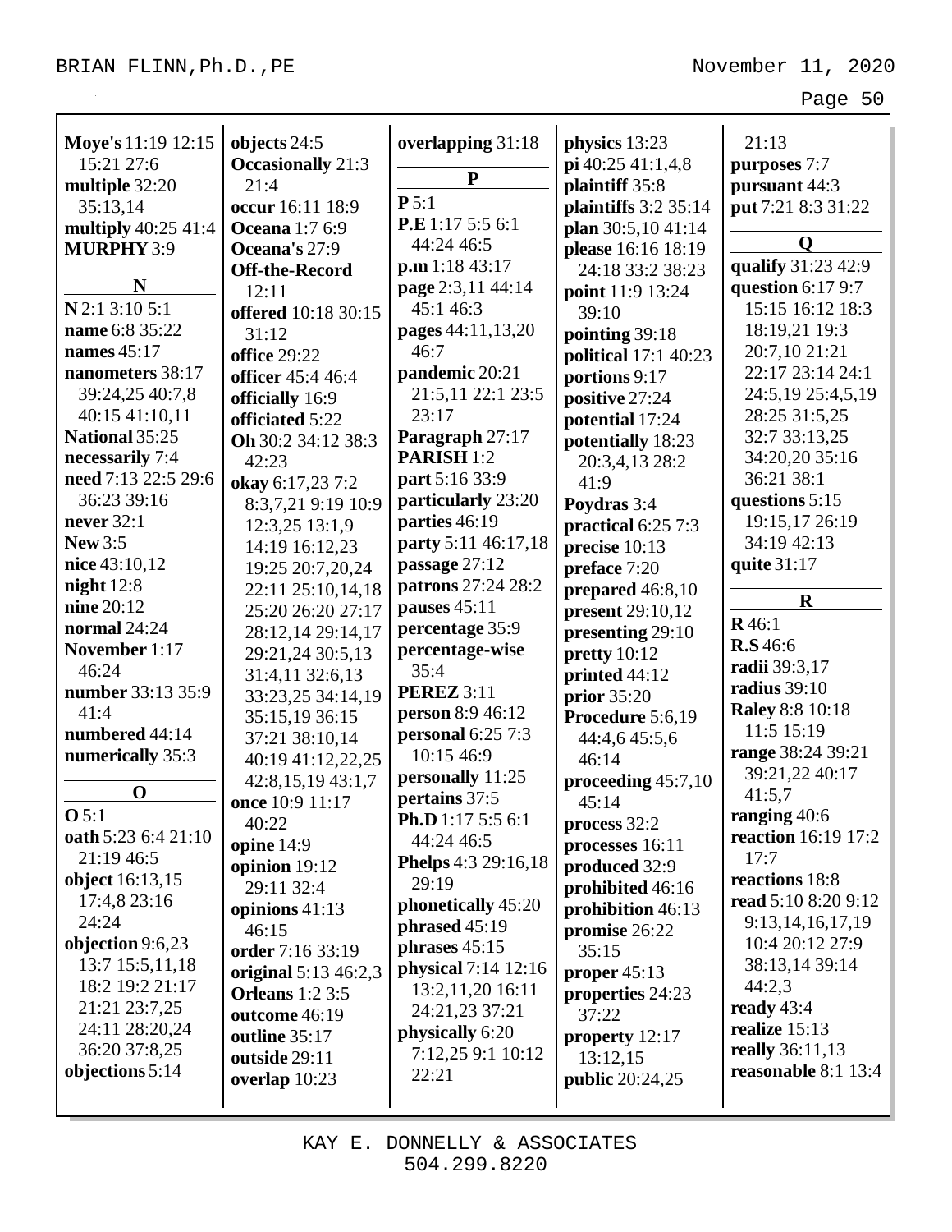**Moye's** 11:19 12:15 15:21 27:6
**multiple** 32:20 35:13,14
**multiply** 40:25 41:4
**MURPHY** 3:9

**N**

**N** 2:1 3:10 5:1
**name** 6:8 35:22
**names** 45:17
**nanometers** 38:17 39:24,25 40:7,8 40:15 41:10,11
**National** 35:25
**necessarily** 7:4
**need** 7:13 22:5 29:6 36:23 39:16
**never** 32:1
**New** 3:5
**nice** 43:10,12
**night** 12:8
**nine** 20:12
**normal** 24:24
**November** 1:17 46:24
**number** 33:13 35:9 41:4
**numbered** 44:14
**numerically** 35:3

**O**

**O** 5:1
**oath** 5:23 6:4 21:10 21:19 46:5
**object** 16:13,15 17:4,8 23:16 24:24
**objection** 9:6,23 13:7 15:5,11,18 18:2 19:2 21:17 21:21 23:7,25 24:11 28:20,24 36:20 37:8,25
**objections** 5:14
**objects** 24:5
**Occasionally** 21:3 21:4
**occur** 16:11 18:9
**Oceana** 1:7 6:9
**Oceana's** 27:9
**Off-the-Record** 12:11
**offered** 10:18 30:15 31:12
**office** 29:22
**officer** 45:4 46:4
**officially** 16:9
**officiated** 5:22
**Oh** 30:2 34:12 38:3 42:23
**okay** 6:17,23 7:2 8:3,7,21 9:19 10:9 12:3,25 13:1,9 14:19 16:12,23 19:25 20:7,20,24 22:11 25:10,14,18 25:20 26:20 27:17 28:12,14 29:14,17 29:21,24 30:5,13 31:4,11 32:6,13 33:23,25 34:14,19 35:15,19 36:15 37:21 38:10,14 40:19 41:12,22,25 42:8,15,19 43:1,7
**once** 10:9 11:17 40:22
**opine** 14:9
**opinion** 19:12 29:11 32:4
**opinions** 41:13 46:15
**order** 7:16 33:19
**original** 5:13 46:2,3
**Orleans** 1:2 3:5
**outcome** 46:19
**outline** 35:17
**outside** 29:11
**overlap** 10:23
**overlapping** 31:18

**P**

**P** 5:1
**P.E** 1:17 5:5 6:1 44:24 46:5
**p.m** 1:18 43:17
**page** 2:3,11 44:14 45:1 46:3
**pages** 44:11,13,20 46:7
**pandemic** 20:21 21:5,11 22:1 23:5 23:17
**Paragraph** 27:17
**PARISH** 1:2
**part** 5:16 33:9
**particularly** 23:20
**parties** 46:19
**party** 5:11 46:17,18
**passage** 27:12
**patrons** 27:24 28:2
**pauses** 45:11
**percentage** 35:9
**percentage-wise** 35:4
**PEREZ** 3:11
**person** 8:9 46:12
**personal** 6:25 7:3 10:15 46:9
**personally** 11:25
**pertains** 37:5
**Ph.D** 1:17 5:5 6:1 44:24 46:5
**Phelps** 4:3 29:16,18 29:19
**phonetically** 45:20
**phrased** 45:19
**phrases** 45:15
**physical** 7:14 12:16 13:2,11,20 16:11 24:21,23 37:21
**physically** 6:20 7:12,25 9:1 10:12 22:21
**physics** 13:23
**pi** 40:25 41:1,4,8
**plaintiff** 35:8
**plaintiffs** 3:2 35:14
**plan** 30:5,10 41:14
**please** 16:16 18:19 24:18 33:2 38:23
**point** 11:9 13:24 39:10
**pointing** 39:18
**political** 17:1 40:23
**portions** 9:17
**positive** 27:24
**potential** 17:24
**potentially** 18:23 20:3,4,13 28:2 41:9
**Poydras** 3:4
**practical** 6:25 7:3
**precise** 10:13
**preface** 7:20
**prepared** 46:8,10
**present** 29:10,12
**presenting** 29:10
**pretty** 10:12
**printed** 44:12
**prior** 35:20
**Procedure** 5:6,19 44:4,6 45:5,6 46:14
**proceeding** 45:7,10 45:14
**process** 32:2
**processes** 16:11
**produced** 32:9
**prohibited** 46:16
**prohibition** 46:13
**promise** 26:22 35:15
**proper** 45:13
**properties** 24:23 37:22
**property** 12:17 13:12,15
**public** 20:24,25 21:13
**purposes** 7:7
**pursuant** 44:3
**put** 7:21 8:3 31:22

**Q**

**qualify** 31:23 42:9
**question** 6:17 9:7 15:15 16:12 18:3 18:19,21 19:3 20:7,10 21:21 22:17 23:14 24:1 24:5,19 25:4,5,19 28:25 31:5,25 32:7 33:13,25 34:20,20 35:16 36:21 38:1
**questions** 5:15 19:15,17 26:19 34:19 42:13
**quite** 31:17

**R**

**R** 46:1
**R.S** 46:6
**radii** 39:3,17
**radius** 39:10
**Raley** 8:8 10:18 11:5 15:19
**range** 38:24 39:21 39:21,22 40:17 41:5,7
**ranging** 40:6
**reaction** 16:19 17:2 17:7
**reactions** 18:8
**read** 5:10 8:20 9:12 9:13,14,16,17,19 10:4 20:12 27:9 38:13,14 39:14 44:2,3
**ready** 43:4
**realize** 15:13
**really** 36:11,13
**reasonable** 8:1 13:4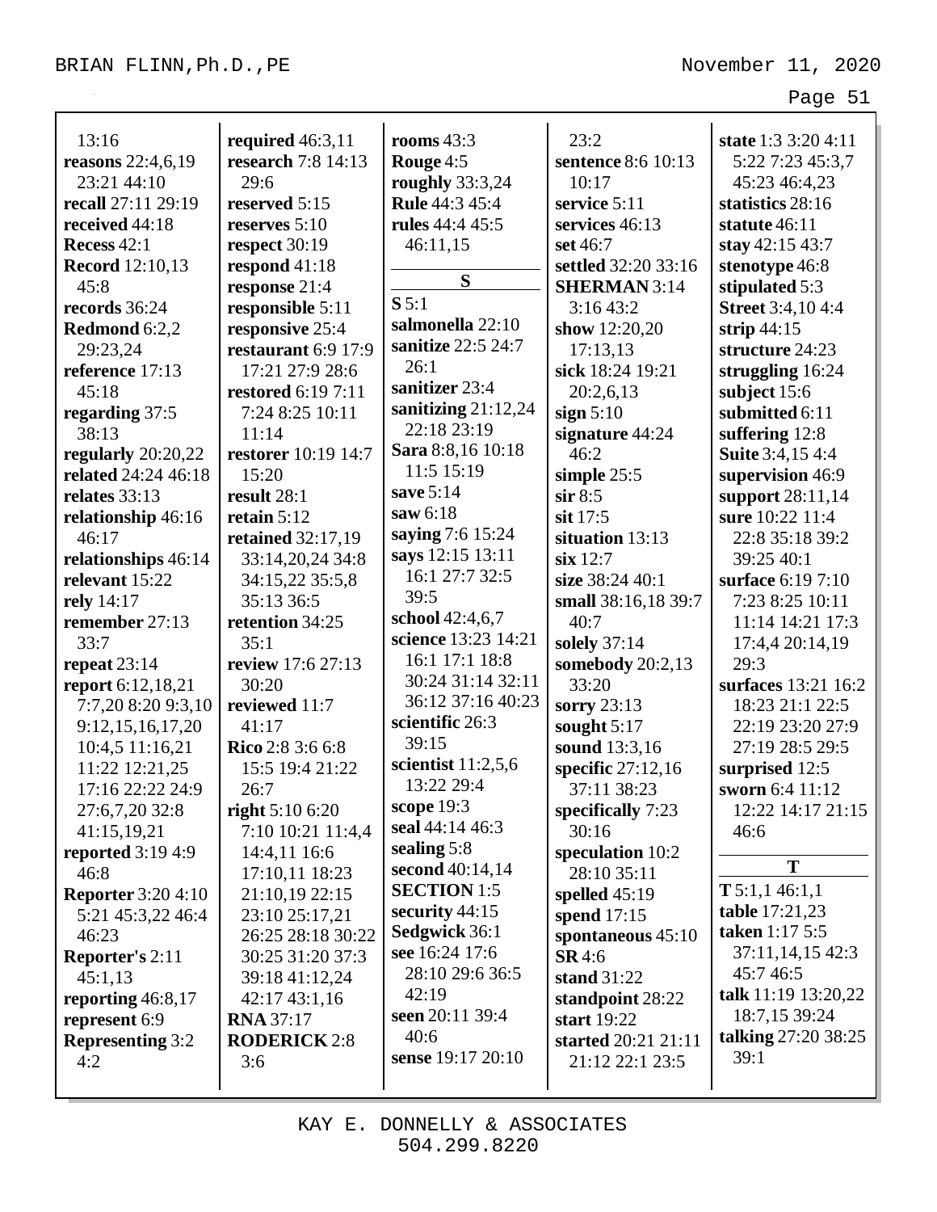13:16
**reasons** 22:4,6,19 23:21 44:10
**recall** 27:11 29:19
**received** 44:18
**Recess** 42:1
**Record** 12:10,13 45:8
**records** 36:24
**Redmond** 6:2,2 29:23,24
**reference** 17:13 45:18
**regarding** 37:5 38:13
**regularly** 20:20,22
**related** 24:24 46:18
**relates** 33:13
**relationship** 46:16 46:17
**relationships** 46:14
**relevant** 15:22
**rely** 14:17
**remember** 27:13 33:7
**repeat** 23:14
**report** 6:12,18,21 7:7,20 8:20 9:3,10 9:12,15,16,17,20 10:4,5 11:16,21 11:22 12:21,25 17:16 22:22 24:9 27:6,7,20 32:8 41:15,19,21
**reported** 3:19 4:9 46:8
**Reporter** 3:20 4:10 5:21 45:3,22 46:4 46:23
**Reporter's** 2:11 45:1,13
**reporting** 46:8,17
**represent** 6:9
**Representing** 3:2 4:2
**required** 46:3,11
**research** 7:8 14:13 29:6
**reserved** 5:15
**reserves** 5:10
**respect** 30:19
**respond** 41:18
**response** 21:4
**responsible** 5:11
**responsive** 25:4
**restaurant** 6:9 17:9 17:21 27:9 28:6
**restored** 6:19 7:11 7:24 8:25 10:11 11:14
**restorer** 10:19 14:7 15:20
**result** 28:1
**retain** 5:12
**retained** 32:17,19 33:14,20,24 34:8 34:15,22 35:5,8 35:13 36:5
**retention** 34:25 35:1
**review** 17:6 27:13 30:20
**reviewed** 11:7 41:17
**Rico** 2:8 3:6 6:8 15:5 19:4 21:22 26:7
**right** 5:10 6:20 7:10 10:21 11:4,4 14:4,11 16:6 17:10,11 18:23 21:10,19 22:15 23:10 25:17,21 26:25 28:18 30:22 30:25 31:20 37:3 39:18 41:12,24 42:17 43:1,16
**RNA** 37:17
**RODERICK** 2:8 3:6
**rooms** 43:3
**Rouge** 4:5
**roughly** 33:3,24
**Rule** 44:3 45:4
**rules** 44:4 45:5 46:11,15

**S**

**S** 5:1
**salmonella** 22:10
**sanitize** 22:5 24:7 26:1
**sanitizer** 23:4
**sanitizing** 21:12,24 22:18 23:19
**Sara** 8:8,16 10:18 11:5 15:19
**save** 5:14
**saw** 6:18
**saying** 7:6 15:24
**says** 12:15 13:11 16:1 27:7 32:5 39:5
**school** 42:4,6,7
**science** 13:23 14:21 16:1 17:1 18:8 30:24 31:14 32:11 36:12 37:16 40:23
**scientific** 26:3 39:15
**scientist** 11:2,5,6 13:22 29:4
**scope** 19:3
**seal** 44:14 46:3
**sealing** 5:8
**second** 40:14,14
**SECTION** 1:5
**security** 44:15
**Sedgwick** 36:1
**see** 16:24 17:6 28:10 29:6 36:5 42:19
**seen** 20:11 39:4 40:6
**sense** 19:17 20:10 23:2
**sentence** 8:6 10:13 10:17
**service** 5:11
**services** 46:13
**set** 46:7
**settled** 32:20 33:16
**SHERMAN** 3:14 3:16 43:2
**show** 12:20,20 17:13,13
**sick** 18:24 19:21 20:2,6,13
**sign** 5:10
**signature** 44:24 46:2
**simple** 25:5
**sir** 8:5
**sit** 17:5
**situation** 13:13
**six** 12:7
**size** 38:24 40:1
**small** 38:16,18 39:7 40:7
**solely** 37:14
**somebody** 20:2,13 33:20
**sorry** 23:13
**sought** 5:17
**sound** 13:3,16
**specific** 27:12,16 37:11 38:23
**specifically** 7:23 30:16
**speculation** 10:2 28:10 35:11
**spelled** 45:19
**spend** 17:15
**spontaneous** 45:10
**SR** 4:6
**stand** 31:22
**standpoint** 28:22
**start** 19:22
**started** 20:21 21:11 21:12 22:1 23:5
**state** 1:3 3:20 4:11 5:22 7:23 45:3,7 45:23 46:4,23
**statistics** 28:16
**statute** 46:11
**stay** 42:15 43:7
**stenotype** 46:8
**stipulated** 5:3
**Street** 3:4,10 4:4
**strip** 44:15
**structure** 24:23
**struggling** 16:24
**subject** 15:6
**submitted** 6:11
**suffering** 12:8
**Suite** 3:4,15 4:4
**supervision** 46:9
**support** 28:11,14
**sure** 10:22 11:4 22:8 35:18 39:2 39:25 40:1
**surface** 6:19 7:10 7:23 8:25 10:11 11:14 14:21 17:3 17:4,4 20:14,19 29:3
**surfaces** 13:21 16:2 18:23 21:1 22:5 22:19 23:20 27:9 27:19 28:5 29:5
**surprised** 12:5
**sworn** 6:4 11:12 12:22 14:17 21:15 46:6

**T**

**T** 5:1,1 46:1,1
**table** 17:21,23
**taken** 1:17 5:5 37:11,14,15 42:3 45:7 46:5
**talk** 11:19 13:20,22 18:7,15 39:24
**talking** 27:20 38:25 39:1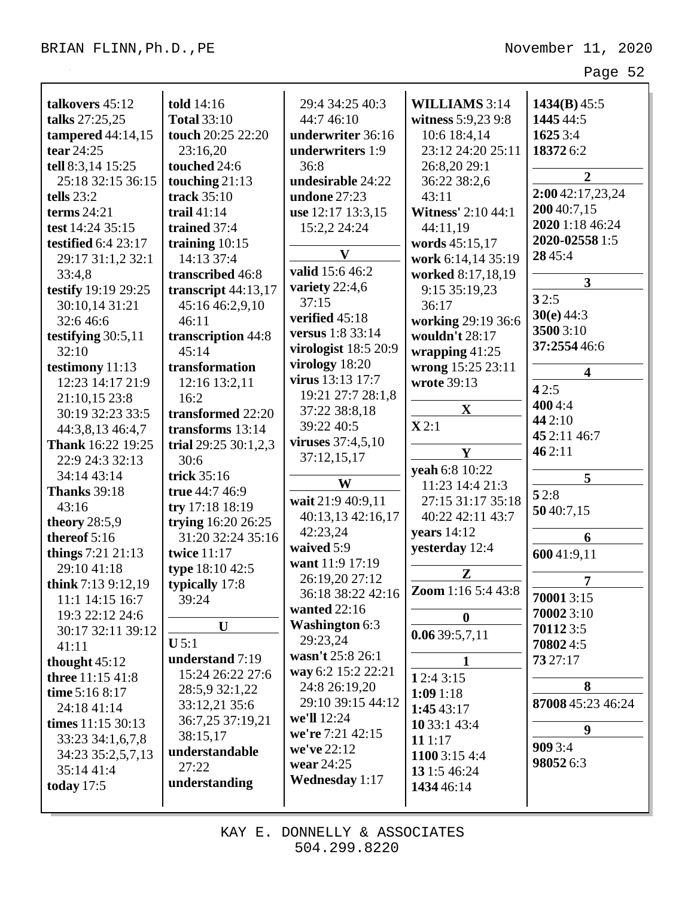**talkovers** 45:12
**talks** 27:25,25
**tampered** 44:14,15
**tear** 24:25
**tell** 8:3,14 15:25 25:18 32:15 36:15
**tells** 23:2
**terms** 24:21
**test** 14:24 35:15
**testified** 6:4 23:17 29:17 31:1,2 32:1 33:4,8
**testify** 19:19 29:25 30:10,14 31:21 32:6 46:6
**testifying** 30:5,11 32:10
**testimony** 11:13 12:23 14:17 21:9 21:10,15 23:8 30:19 32:23 33:5 44:3,8,13 46:4,7
**Thank** 16:22 19:25 22:9 24:3 32:13 34:14 43:14
**Thanks** 39:18 43:16
**theory** 28:5,9
**thereof** 5:16
**things** 7:21 21:13 29:10 41:18
**think** 7:13 9:12,19 11:1 14:15 16:7 19:3 22:12 24:6 30:17 32:11 39:12 41:11
**thought** 45:12
**three** 11:15 41:8
**time** 5:16 8:17 24:18 41:14
**times** 11:15 30:13 33:23 34:1,6,7,8 34:23 35:2,5,7,13 35:14 41:4
**today** 17:5
**told** 14:16
**Total** 33:10
**touch** 20:25 22:20 23:16,20
**touched** 24:6
**touching** 21:13
**track** 35:10
**trail** 41:14
**trained** 37:4
**training** 10:15 14:13 37:4
**transcribed** 46:8
**transcript** 44:13,17 45:16 46:2,9,10 46:11
**transcription** 44:8 45:14
**transformation** 12:16 13:2,11 16:2
**transformed** 22:20
**transforms** 13:14
**trial** 29:25 30:1,2,3 30:6
**trick** 35:16
**true** 44:7 46:9
**try** 17:18 18:19
**trying** 16:20 26:25 31:20 32:24 35:16
**twice** 11:17
**type** 18:10 42:5
**typically** 17:8 39:24

**U**

**U** 5:1
**understand** 7:19 15:24 26:22 27:6 28:5,9 32:1,22 33:12,21 35:6 36:7,25 37:19,21 38:15,17
**understandable** 27:22
**understanding** 29:4 34:25 40:3 44:7 46:10
**underwriter** 36:16
**underwriters** 1:9 36:8
**undesirable** 24:22
**undone** 27:23
**use** 12:17 13:3,15 15:2,2 24:24

**V**

**valid** 15:6 46:2
**variety** 22:4,6 37:15
**verified** 45:18
**versus** 1:8 33:14
**virologist** 18:5 20:9
**virology** 18:20
**virus** 13:13 17:7 19:21 27:7 28:1,8 37:22 38:8,18 39:22 40:5
**viruses** 37:4,5,10 37:12,15,17

**W**

**wait** 21:9 40:9,11 40:13,13 42:16,17 42:23,24
**waived** 5:9
**want** 11:9 17:19 26:19,20 27:12 36:18 38:22 42:16
**wanted** 22:16
**Washington** 6:3 29:23,24
**wasn't** 25:8 26:1
**way** 6:2 15:2 22:21 24:8 26:19,20 29:10 39:15 44:12
**we'll** 12:24
**we're** 7:21 42:15
**we've** 22:12
**wear** 24:25
**Wednesday** 1:17
**WILLIAMS** 3:14
**witness** 5:9,23 9:8 10:6 18:4,14 23:12 24:20 25:11 26:8,20 29:1 36:22 38:2,6 43:11
**Witness'** 2:10 44:1 44:11,19
**words** 45:15,17
**work** 6:14,14 35:19
**worked** 8:17,18,19 9:15 35:19,23 36:17
**working** 29:19 36:6
**wouldn't** 28:17
**wrapping** 41:25
**wrong** 15:25 23:11
**wrote** 39:13

**X**

**X** 2:1

**Y**

**yeah** 6:8 10:22 11:23 14:4 21:3 27:15 31:17 35:18 40:22 42:11 43:7
**years** 14:12
**yesterday** 12:4

**Z**

**Zoom** 1:16 5:4 43:8

**0**

**0.06** 39:5,7,11

**1**

**1** 2:4 3:15
**1:09** 1:18
**1:45** 43:17
**10** 33:1 43:4
**11** 1:17
**1100** 3:15 4:4
**13** 1:5 46:24
**1434** 46:14
**1434(B)** 45:5
**1445** 44:5
**1625** 3:4
**18372** 6:2

**2**

**2:00** 42:17,23,24
**200** 40:7,15
**2020** 1:18 46:24
**2020-02558** 1:5
**28** 45:4

**3**

**3** 2:5
**30(e)** 44:3
**3500** 3:10
**37:2554** 46:6

**4**

**4** 2:5
**400** 4:4
**44** 2:10
**45** 2:11 46:7
**46** 2:11

**5**

**5** 2:8
**50** 40:7,15

**6**

**600** 41:9,11

**7**

**70001** 3:15
**70002** 3:10
**70112** 3:5
**70802** 4:5
**73** 27:17

**8**

**87008** 45:23 46:24

**9**

**909** 3:4
**98052** 6:3